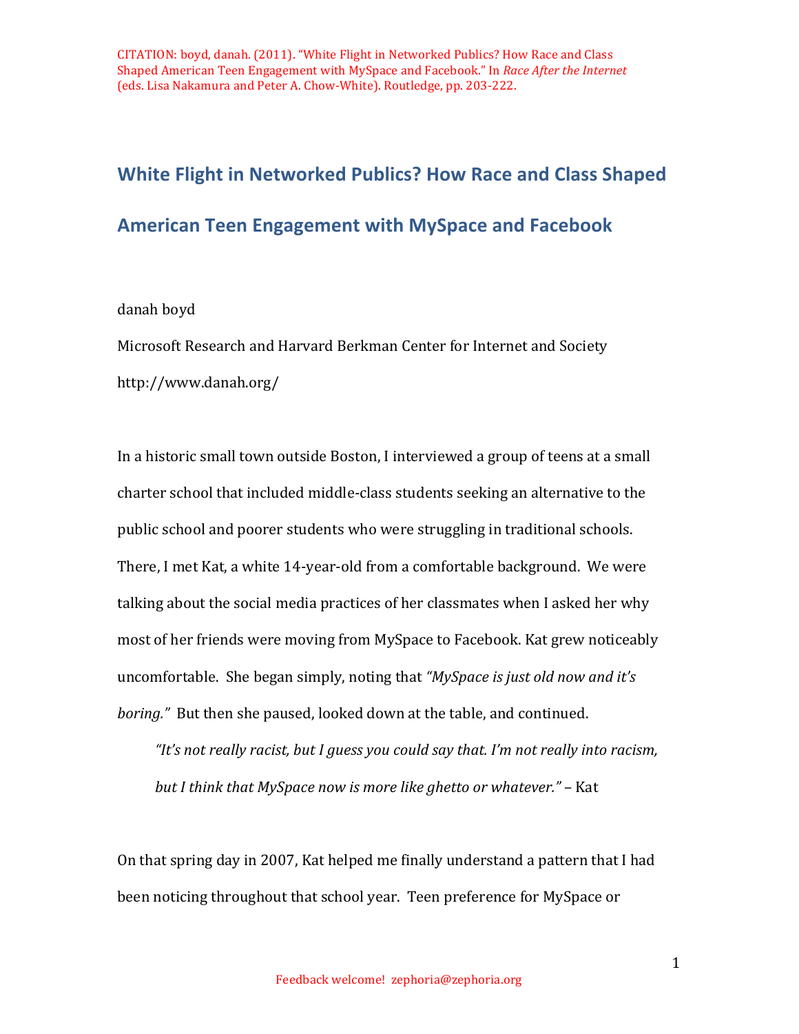CITATION: boyd, danah. (2011). "White Flight in Networked Publics? How Race and Class Shaped American Teen Engagement with MySpace and Facebook." In *Race After the Internet* (eds. Lisa Nakamura and Peter A. Chow-White). Routledge, pp. 203-222.

# White Flight in Networked Publics? How Race and Class Shaped American Teen Engagement with MySpace and Facebook

danah boyd

Microsoft Research and Harvard Berkman Center for Internet and Society

http://www.danah.org/

In a historic small town outside Boston, I interviewed a group of teens at a small charter school that included middle-class students seeking an alternative to the public school and poorer students who were struggling in traditional schools. There, I met Kat, a white 14-year-old from a comfortable background. We were talking about the social media practices of her classmates when I asked her why most of her friends were moving from MySpace to Facebook. Kat grew noticeably uncomfortable. She began simply, noting that *"MySpace is just old now and it's boring."* But then she paused, looked down at the table, and continued.

> *"It's not really racist, but I guess you could say that. I'm not really into racism, but I think that MySpace now is more like ghetto or whatever."* – Kat

On that spring day in 2007, Kat helped me finally understand a pattern that I had been noticing throughout that school year. Teen preference for MySpace or

Feedback welcome! zephoria@zephoria.org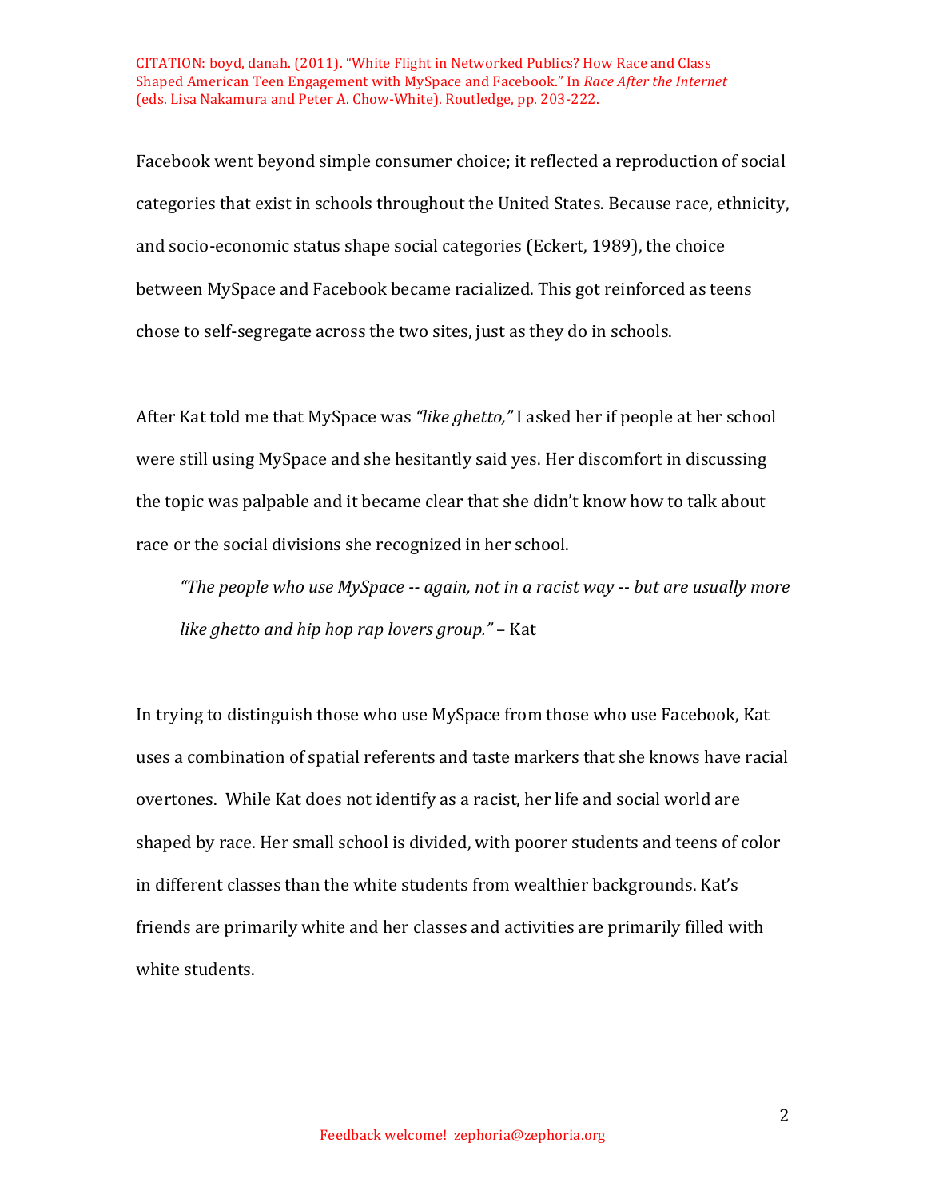Facebook went beyond simple consumer choice; it reflected a reproduction of social categories that exist in schools throughout the United States. Because race, ethnicity, and socio-economic status shape social categories (Eckert, 1989), the choice between MySpace and Facebook became racialized. This got reinforced as teens chose to self-segregate across the two sites, just as they do in schools.

After Kat told me that MySpace was *"like ghetto,"* I asked her if people at her school were still using MySpace and she hesitantly said yes. Her discomfort in discussing the topic was palpable and it became clear that she didn't know how to talk about race or the social divisions she recognized in her school.

> *"The people who use MySpace -- again, not in a racist way -- but are usually more like ghetto and hip hop rap lovers group."* – Kat

In trying to distinguish those who use MySpace from those who use Facebook, Kat uses a combination of spatial referents and taste markers that she knows have racial overtones. While Kat does not identify as a racist, her life and social world are shaped by race. Her small school is divided, with poorer students and teens of color in different classes than the white students from wealthier backgrounds. Kat's friends are primarily white and her classes and activities are primarily filled with white students.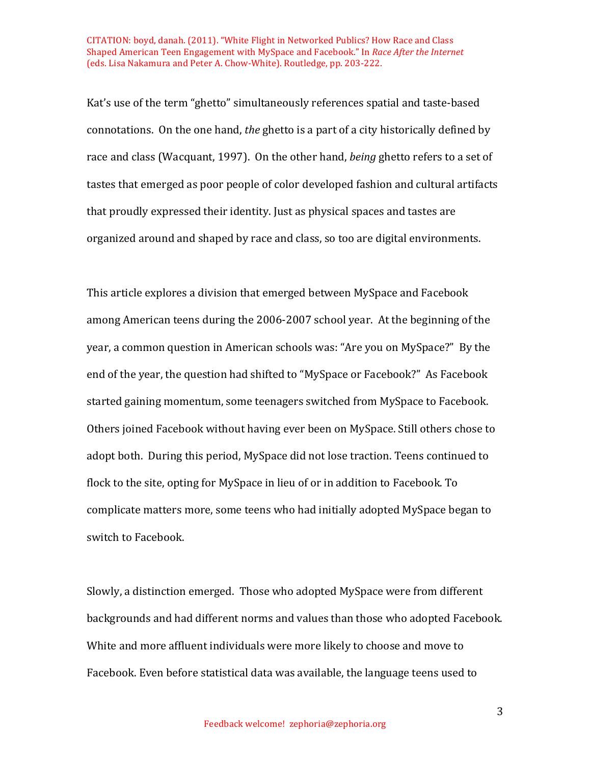Kat's use of the term "ghetto" simultaneously references spatial and taste-based connotations. On the one hand, *the* ghetto is a part of a city historically defined by race and class (Wacquant, 1997). On the other hand, *being* ghetto refers to a set of tastes that emerged as poor people of color developed fashion and cultural artifacts that proudly expressed their identity. Just as physical spaces and tastes are organized around and shaped by race and class, so too are digital environments.

This article explores a division that emerged between MySpace and Facebook among American teens during the 2006-2007 school year. At the beginning of the year, a common question in American schools was: "Are you on MySpace?" By the end of the year, the question had shifted to "MySpace or Facebook?" As Facebook started gaining momentum, some teenagers switched from MySpace to Facebook. Others joined Facebook without having ever been on MySpace. Still others chose to adopt both. During this period, MySpace did not lose traction. Teens continued to flock to the site, opting for MySpace in lieu of or in addition to Facebook. To complicate matters more, some teens who had initially adopted MySpace began to switch to Facebook.

Slowly, a distinction emerged. Those who adopted MySpace were from different backgrounds and had different norms and values than those who adopted Facebook. White and more affluent individuals were more likely to choose and move to Facebook. Even before statistical data was available, the language teens used to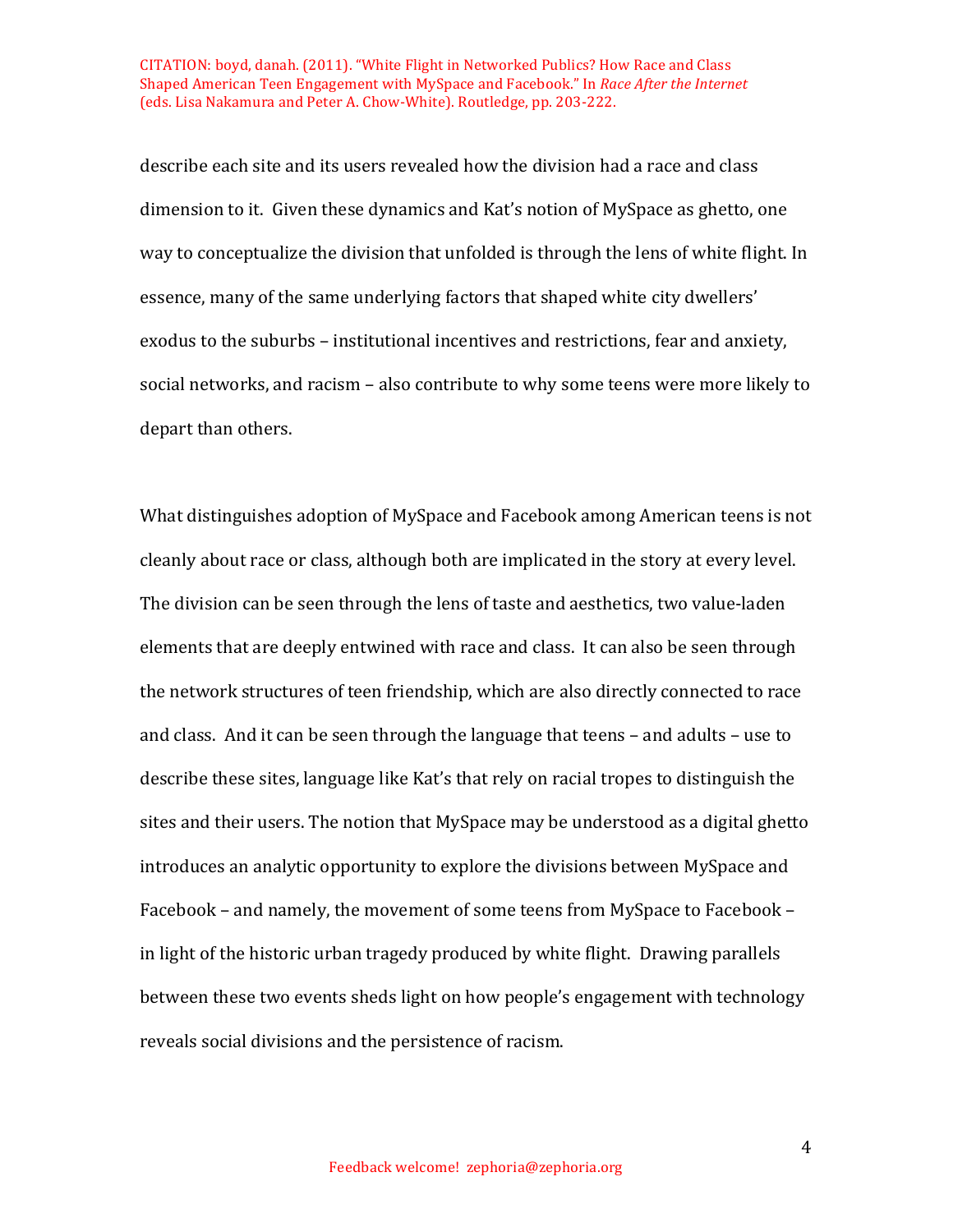describe each site and its users revealed how the division had a race and class dimension to it. Given these dynamics and Kat's notion of MySpace as ghetto, one way to conceptualize the division that unfolded is through the lens of white flight. In essence, many of the same underlying factors that shaped white city dwellers' exodus to the suburbs – institutional incentives and restrictions, fear and anxiety, social networks, and racism – also contribute to why some teens were more likely to depart than others.

What distinguishes adoption of MySpace and Facebook among American teens is not cleanly about race or class, although both are implicated in the story at every level. The division can be seen through the lens of taste and aesthetics, two value-laden elements that are deeply entwined with race and class. It can also be seen through the network structures of teen friendship, which are also directly connected to race and class. And it can be seen through the language that teens – and adults – use to describe these sites, language like Kat's that rely on racial tropes to distinguish the sites and their users. The notion that MySpace may be understood as a digital ghetto introduces an analytic opportunity to explore the divisions between MySpace and Facebook – and namely, the movement of some teens from MySpace to Facebook – in light of the historic urban tragedy produced by white flight. Drawing parallels between these two events sheds light on how people's engagement with technology reveals social divisions and the persistence of racism.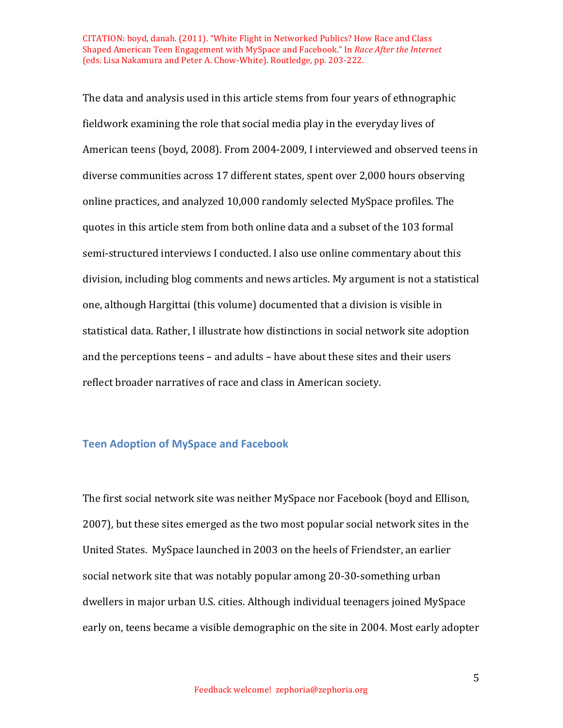The data and analysis used in this article stems from four years of ethnographic fieldwork examining the role that social media play in the everyday lives of American teens (boyd, 2008). From 2004-2009, I interviewed and observed teens in diverse communities across 17 different states, spent over 2,000 hours observing online practices, and analyzed 10,000 randomly selected MySpace profiles. The quotes in this article stem from both online data and a subset of the 103 formal semi-structured interviews I conducted. I also use online commentary about this division, including blog comments and news articles. My argument is not a statistical one, although Hargittai (this volume) documented that a division is visible in statistical data. Rather, I illustrate how distinctions in social network site adoption and the perceptions teens – and adults – have about these sites and their users reflect broader narratives of race and class in American society.

## Teen Adoption of MySpace and Facebook

The first social network site was neither MySpace nor Facebook (boyd and Ellison, 2007), but these sites emerged as the two most popular social network sites in the United States. MySpace launched in 2003 on the heels of Friendster, an earlier social network site that was notably popular among 20-30-something urban dwellers in major urban U.S. cities. Although individual teenagers joined MySpace early on, teens became a visible demographic on the site in 2004. Most early adopter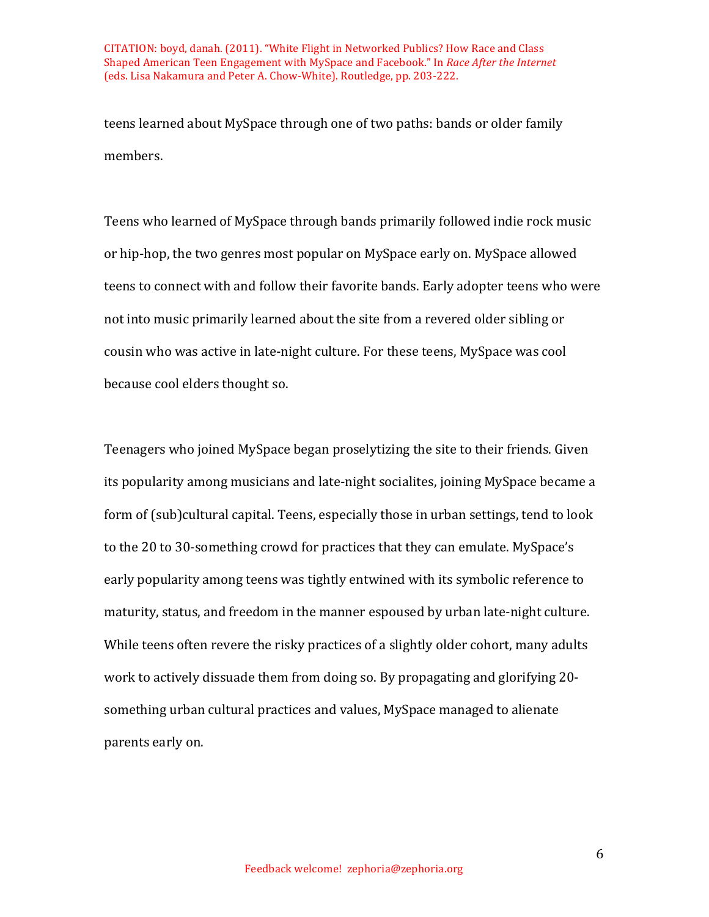teens learned about MySpace through one of two paths: bands or older family members.

Teens who learned of MySpace through bands primarily followed indie rock music or hip-hop, the two genres most popular on MySpace early on. MySpace allowed teens to connect with and follow their favorite bands. Early adopter teens who were not into music primarily learned about the site from a revered older sibling or cousin who was active in late-night culture. For these teens, MySpace was cool because cool elders thought so.

Teenagers who joined MySpace began proselytizing the site to their friends. Given its popularity among musicians and late-night socialites, joining MySpace became a form of (sub)cultural capital. Teens, especially those in urban settings, tend to look to the 20 to 30-something crowd for practices that they can emulate. MySpace's early popularity among teens was tightly entwined with its symbolic reference to maturity, status, and freedom in the manner espoused by urban late-night culture. While teens often revere the risky practices of a slightly older cohort, many adults work to actively dissuade them from doing so. By propagating and glorifying 20-something urban cultural practices and values, MySpace managed to alienate parents early on.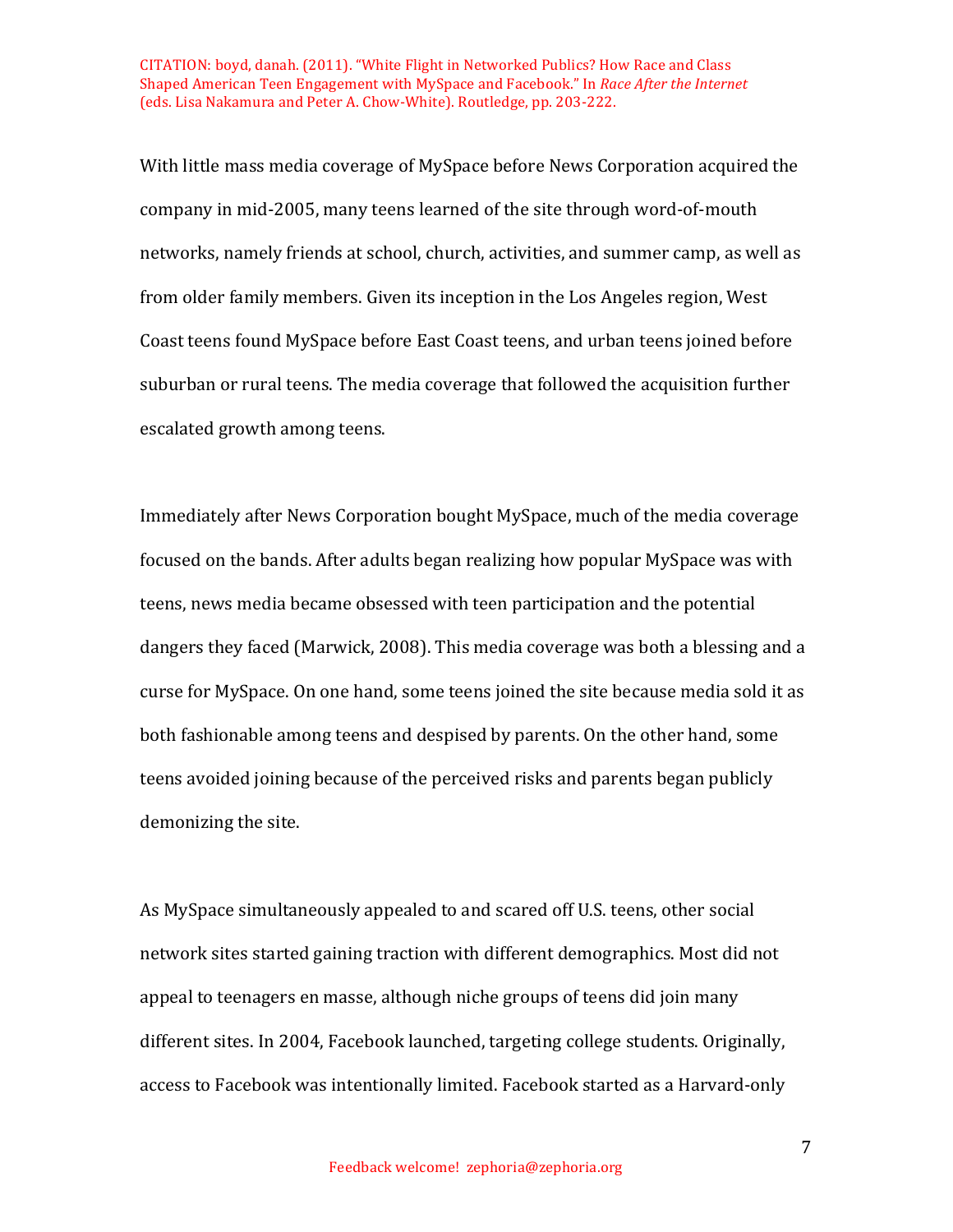With little mass media coverage of MySpace before News Corporation acquired the company in mid-2005, many teens learned of the site through word-of-mouth networks, namely friends at school, church, activities, and summer camp, as well as from older family members. Given its inception in the Los Angeles region, West Coast teens found MySpace before East Coast teens, and urban teens joined before suburban or rural teens. The media coverage that followed the acquisition further escalated growth among teens.

Immediately after News Corporation bought MySpace, much of the media coverage focused on the bands. After adults began realizing how popular MySpace was with teens, news media became obsessed with teen participation and the potential dangers they faced (Marwick, 2008). This media coverage was both a blessing and a curse for MySpace. On one hand, some teens joined the site because media sold it as both fashionable among teens and despised by parents. On the other hand, some teens avoided joining because of the perceived risks and parents began publicly demonizing the site.

As MySpace simultaneously appealed to and scared off U.S. teens, other social network sites started gaining traction with different demographics. Most did not appeal to teenagers en masse, although niche groups of teens did join many different sites. In 2004, Facebook launched, targeting college students. Originally, access to Facebook was intentionally limited. Facebook started as a Harvard-only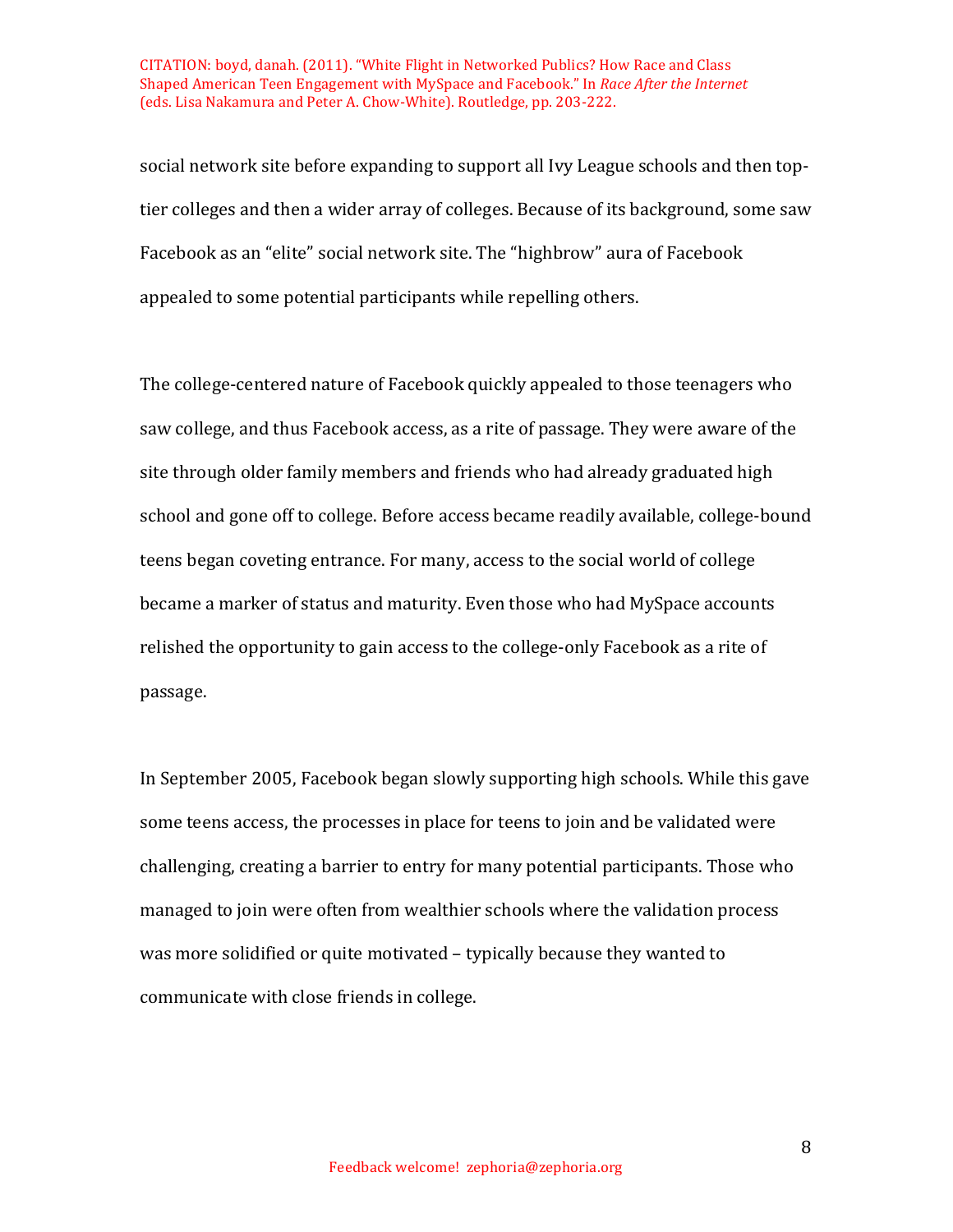social network site before expanding to support all Ivy League schools and then top-tier colleges and then a wider array of colleges. Because of its background, some saw Facebook as an "elite" social network site. The "highbrow" aura of Facebook appealed to some potential participants while repelling others.

The college-centered nature of Facebook quickly appealed to those teenagers who saw college, and thus Facebook access, as a rite of passage. They were aware of the site through older family members and friends who had already graduated high school and gone off to college. Before access became readily available, college-bound teens began coveting entrance. For many, access to the social world of college became a marker of status and maturity. Even those who had MySpace accounts relished the opportunity to gain access to the college-only Facebook as a rite of passage.

In September 2005, Facebook began slowly supporting high schools. While this gave some teens access, the processes in place for teens to join and be validated were challenging, creating a barrier to entry for many potential participants. Those who managed to join were often from wealthier schools where the validation process was more solidified or quite motivated – typically because they wanted to communicate with close friends in college.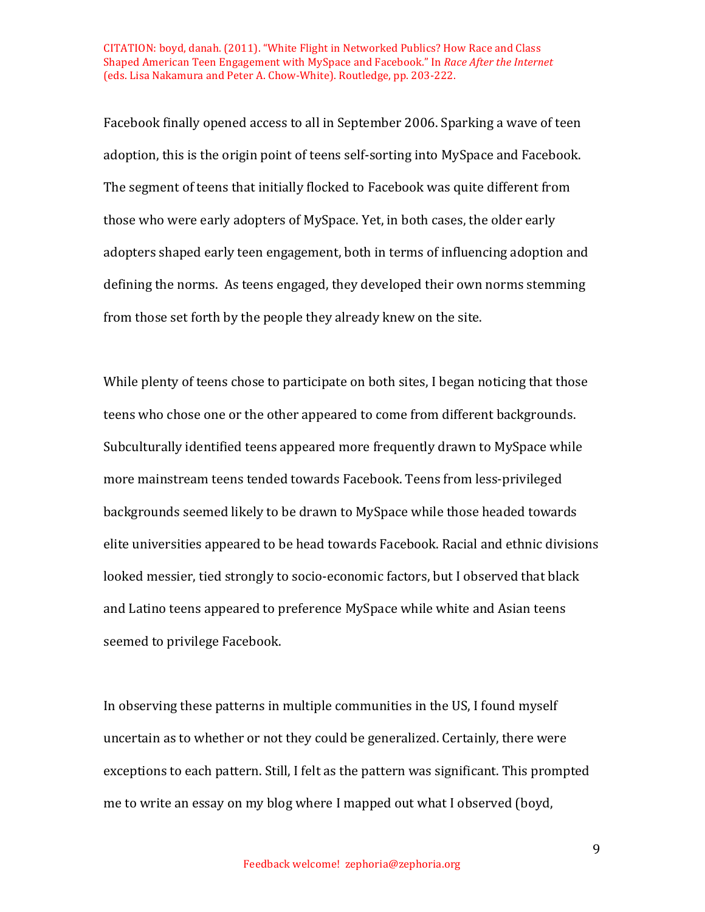Facebook finally opened access to all in September 2006. Sparking a wave of teen adoption, this is the origin point of teens self-sorting into MySpace and Facebook. The segment of teens that initially flocked to Facebook was quite different from those who were early adopters of MySpace. Yet, in both cases, the older early adopters shaped early teen engagement, both in terms of influencing adoption and defining the norms. As teens engaged, they developed their own norms stemming from those set forth by the people they already knew on the site.

While plenty of teens chose to participate on both sites, I began noticing that those teens who chose one or the other appeared to come from different backgrounds. Subculturally identified teens appeared more frequently drawn to MySpace while more mainstream teens tended towards Facebook. Teens from less-privileged backgrounds seemed likely to be drawn to MySpace while those headed towards elite universities appeared to be head towards Facebook. Racial and ethnic divisions looked messier, tied strongly to socio-economic factors, but I observed that black and Latino teens appeared to preference MySpace while white and Asian teens seemed to privilege Facebook.

In observing these patterns in multiple communities in the US, I found myself uncertain as to whether or not they could be generalized. Certainly, there were exceptions to each pattern. Still, I felt as the pattern was significant. This prompted me to write an essay on my blog where I mapped out what I observed (boyd,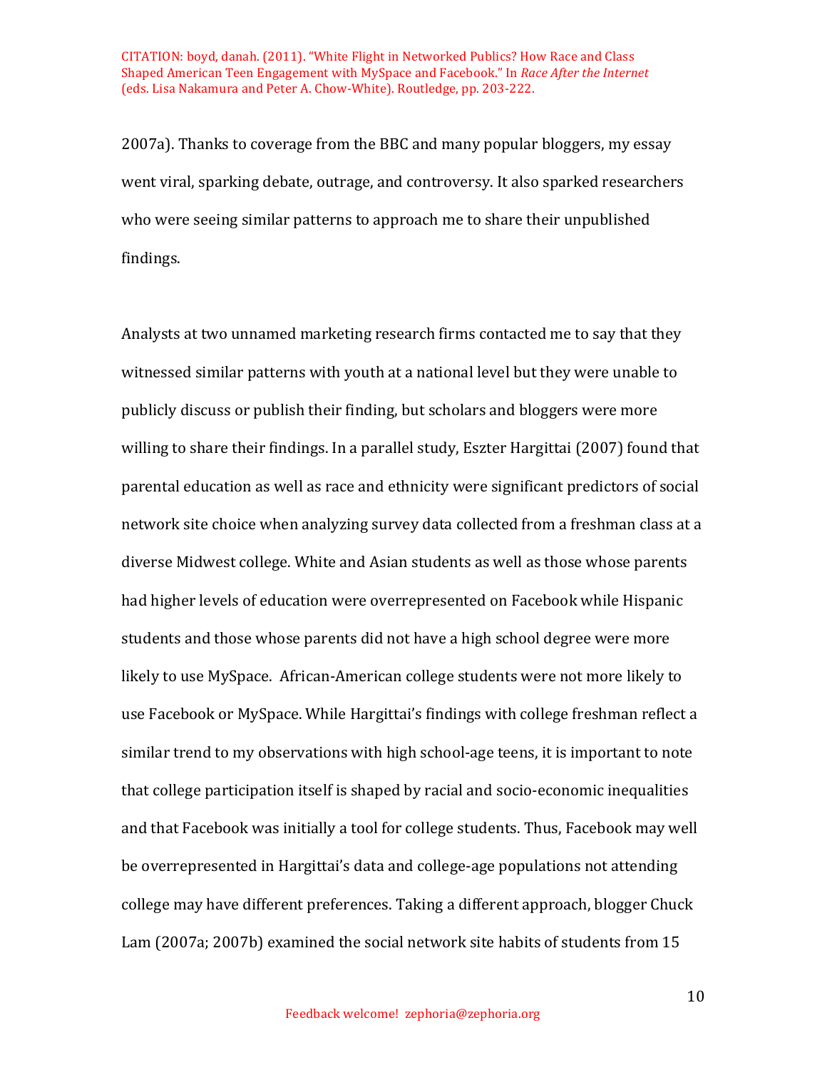2007a). Thanks to coverage from the BBC and many popular bloggers, my essay went viral, sparking debate, outrage, and controversy. It also sparked researchers who were seeing similar patterns to approach me to share their unpublished findings.

Analysts at two unnamed marketing research firms contacted me to say that they witnessed similar patterns with youth at a national level but they were unable to publicly discuss or publish their finding, but scholars and bloggers were more willing to share their findings. In a parallel study, Eszter Hargittai (2007) found that parental education as well as race and ethnicity were significant predictors of social network site choice when analyzing survey data collected from a freshman class at a diverse Midwest college. White and Asian students as well as those whose parents had higher levels of education were overrepresented on Facebook while Hispanic students and those whose parents did not have a high school degree were more likely to use MySpace. African-American college students were not more likely to use Facebook or MySpace. While Hargittai's findings with college freshman reflect a similar trend to my observations with high school-age teens, it is important to note that college participation itself is shaped by racial and socio-economic inequalities and that Facebook was initially a tool for college students. Thus, Facebook may well be overrepresented in Hargittai's data and college-age populations not attending college may have different preferences. Taking a different approach, blogger Chuck Lam (2007a; 2007b) examined the social network site habits of students from 15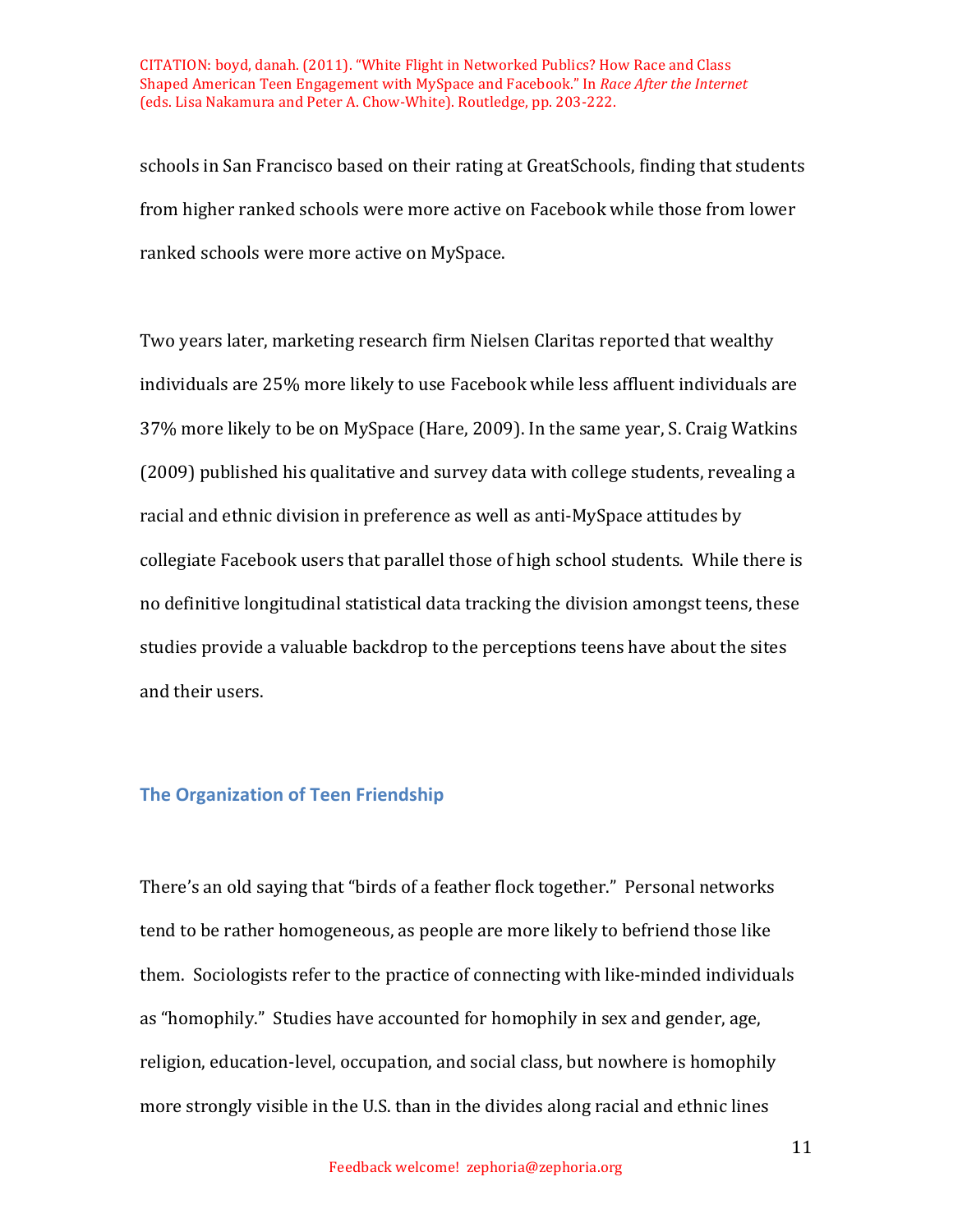schools in San Francisco based on their rating at GreatSchools, finding that students from higher ranked schools were more active on Facebook while those from lower ranked schools were more active on MySpace.

Two years later, marketing research firm Nielsen Claritas reported that wealthy individuals are 25% more likely to use Facebook while less affluent individuals are 37% more likely to be on MySpace (Hare, 2009). In the same year, S. Craig Watkins (2009) published his qualitative and survey data with college students, revealing a racial and ethnic division in preference as well as anti-MySpace attitudes by collegiate Facebook users that parallel those of high school students. While there is no definitive longitudinal statistical data tracking the division amongst teens, these studies provide a valuable backdrop to the perceptions teens have about the sites and their users.

## The Organization of Teen Friendship

There's an old saying that "birds of a feather flock together." Personal networks tend to be rather homogeneous, as people are more likely to befriend those like them. Sociologists refer to the practice of connecting with like-minded individuals as "homophily." Studies have accounted for homophily in sex and gender, age, religion, education-level, occupation, and social class, but nowhere is homophily more strongly visible in the U.S. than in the divides along racial and ethnic lines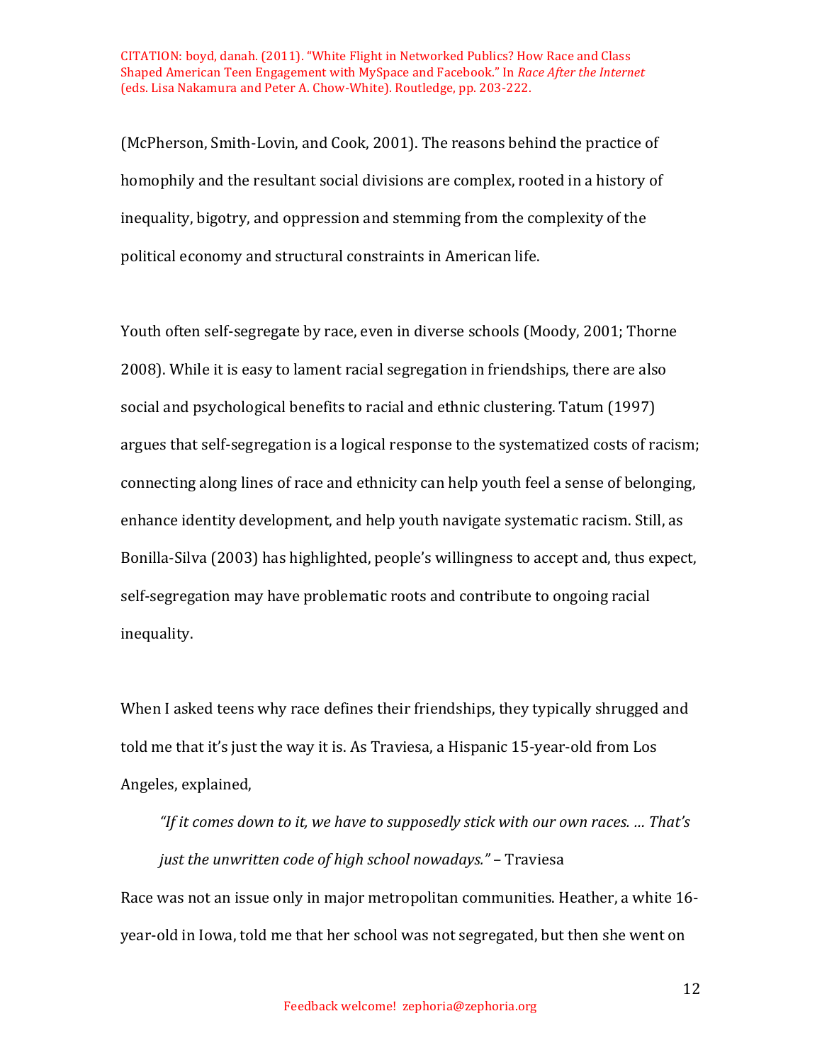(McPherson, Smith-Lovin, and Cook, 2001). The reasons behind the practice of homophily and the resultant social divisions are complex, rooted in a history of inequality, bigotry, and oppression and stemming from the complexity of the political economy and structural constraints in American life.

Youth often self-segregate by race, even in diverse schools (Moody, 2001; Thorne 2008). While it is easy to lament racial segregation in friendships, there are also social and psychological benefits to racial and ethnic clustering. Tatum (1997) argues that self-segregation is a logical response to the systematized costs of racism; connecting along lines of race and ethnicity can help youth feel a sense of belonging, enhance identity development, and help youth navigate systematic racism. Still, as Bonilla-Silva (2003) has highlighted, people's willingness to accept and, thus expect, self-segregation may have problematic roots and contribute to ongoing racial inequality.

When I asked teens why race defines their friendships, they typically shrugged and told me that it's just the way it is. As Traviesa, a Hispanic 15-year-old from Los Angeles, explained,

> *"If it comes down to it, we have to supposedly stick with our own races. … That's just the unwritten code of high school nowadays."* – Traviesa

Race was not an issue only in major metropolitan communities. Heather, a white 16-year-old in Iowa, told me that her school was not segregated, but then she went on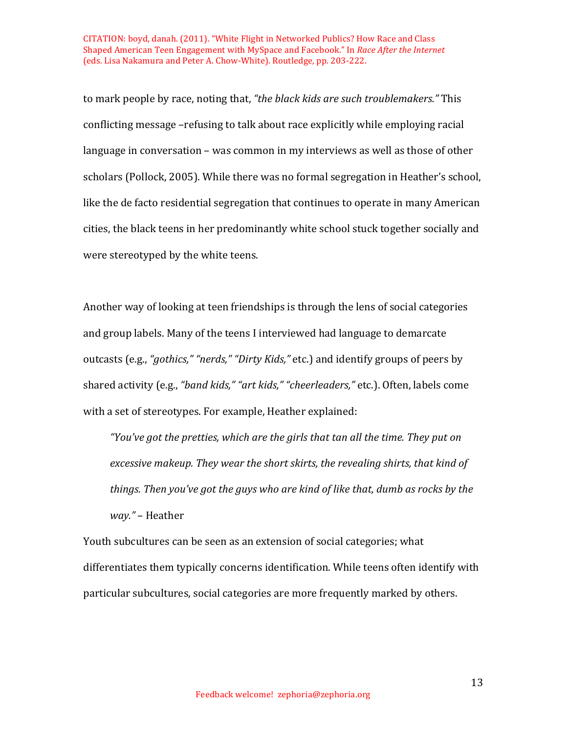to mark people by race, noting that, *"the black kids are such troublemakers."* This conflicting message –refusing to talk about race explicitly while employing racial language in conversation – was common in my interviews as well as those of other scholars (Pollock, 2005). While there was no formal segregation in Heather's school, like the de facto residential segregation that continues to operate in many American cities, the black teens in her predominantly white school stuck together socially and were stereotyped by the white teens.

Another way of looking at teen friendships is through the lens of social categories and group labels. Many of the teens I interviewed had language to demarcate outcasts (e.g., *"gothics," "nerds," "Dirty Kids,"* etc.) and identify groups of peers by shared activity (e.g., *"band kids," "art kids," "cheerleaders,"* etc.). Often, labels come with a set of stereotypes. For example, Heather explained:

> *"You've got the pretties, which are the girls that tan all the time. They put on excessive makeup. They wear the short skirts, the revealing shirts, that kind of things. Then you've got the guys who are kind of like that, dumb as rocks by the way."* – Heather

Youth subcultures can be seen as an extension of social categories; what differentiates them typically concerns identification. While teens often identify with particular subcultures, social categories are more frequently marked by others.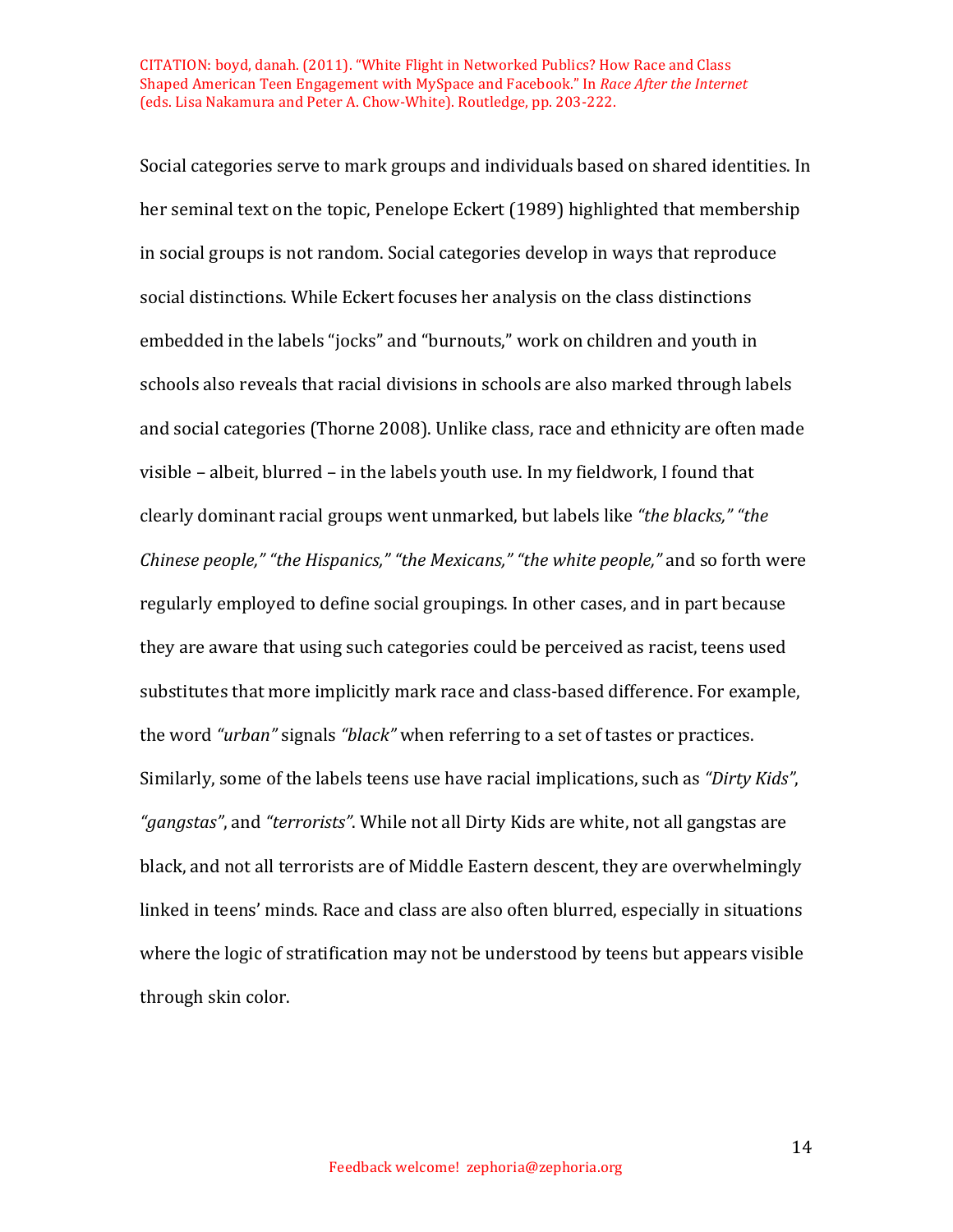Social categories serve to mark groups and individuals based on shared identities. In her seminal text on the topic, Penelope Eckert (1989) highlighted that membership in social groups is not random. Social categories develop in ways that reproduce social distinctions. While Eckert focuses her analysis on the class distinctions embedded in the labels "jocks" and "burnouts," work on children and youth in schools also reveals that racial divisions in schools are also marked through labels and social categories (Thorne 2008). Unlike class, race and ethnicity are often made visible – albeit, blurred – in the labels youth use. In my fieldwork, I found that clearly dominant racial groups went unmarked, but labels like *"the blacks," "the Chinese people," "the Hispanics," "the Mexicans," "the white people,"* and so forth were regularly employed to define social groupings. In other cases, and in part because they are aware that using such categories could be perceived as racist, teens used substitutes that more implicitly mark race and class-based difference. For example, the word *"urban"* signals *"black"* when referring to a set of tastes or practices. Similarly, some of the labels teens use have racial implications, such as *"Dirty Kids"*, *"gangstas"*, and *"terrorists"*. While not all Dirty Kids are white, not all gangstas are black, and not all terrorists are of Middle Eastern descent, they are overwhelmingly linked in teens' minds. Race and class are also often blurred, especially in situations where the logic of stratification may not be understood by teens but appears visible through skin color.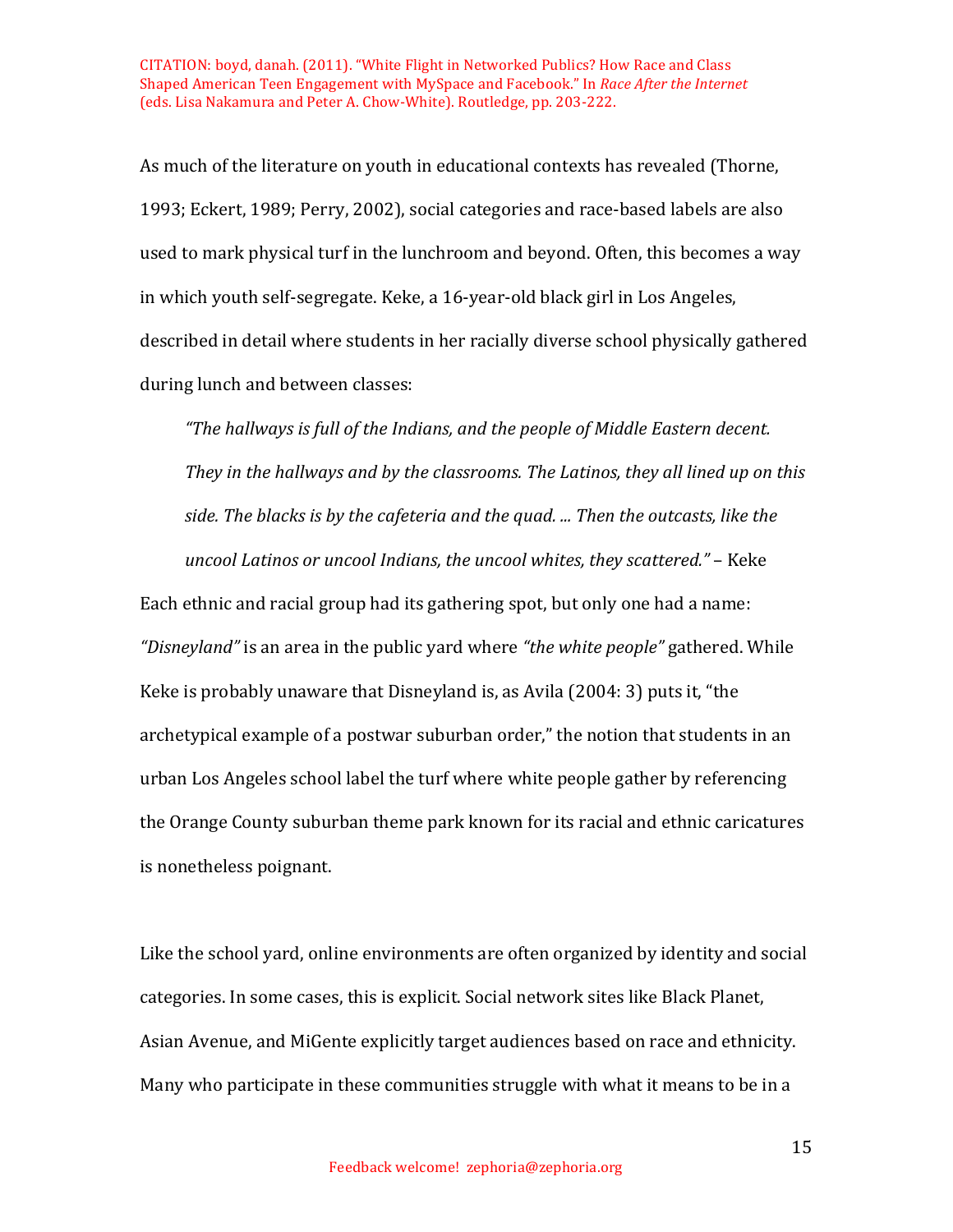As much of the literature on youth in educational contexts has revealed (Thorne, 1993; Eckert, 1989; Perry, 2002), social categories and race-based labels are also used to mark physical turf in the lunchroom and beyond. Often, this becomes a way in which youth self-segregate. Keke, a 16-year-old black girl in Los Angeles, described in detail where students in her racially diverse school physically gathered during lunch and between classes:

> *"The hallways is full of the Indians, and the people of Middle Eastern decent. They in the hallways and by the classrooms. The Latinos, they all lined up on this side. The blacks is by the cafeteria and the quad. ... Then the outcasts, like the uncool Latinos or uncool Indians, the uncool whites, they scattered."* – Keke

Each ethnic and racial group had its gathering spot, but only one had a name: *"Disneyland"* is an area in the public yard where *"the white people"* gathered. While Keke is probably unaware that Disneyland is, as Avila (2004: 3) puts it, "the archetypical example of a postwar suburban order," the notion that students in an urban Los Angeles school label the turf where white people gather by referencing the Orange County suburban theme park known for its racial and ethnic caricatures is nonetheless poignant.

Like the school yard, online environments are often organized by identity and social categories. In some cases, this is explicit. Social network sites like Black Planet, Asian Avenue, and MiGente explicitly target audiences based on race and ethnicity. Many who participate in these communities struggle with what it means to be in a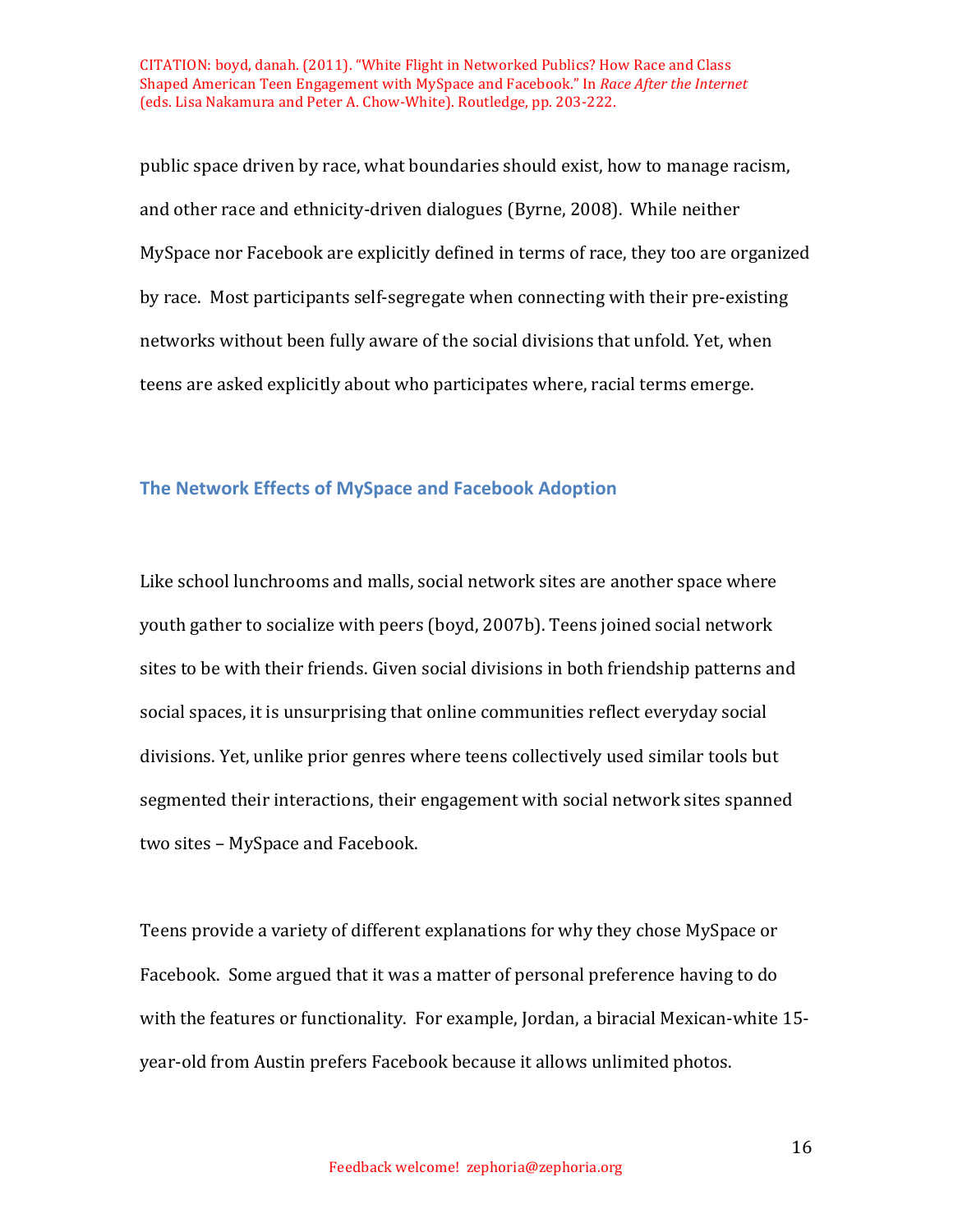public space driven by race, what boundaries should exist, how to manage racism, and other race and ethnicity-driven dialogues (Byrne, 2008). While neither MySpace nor Facebook are explicitly defined in terms of race, they too are organized by race. Most participants self-segregate when connecting with their pre-existing networks without been fully aware of the social divisions that unfold. Yet, when teens are asked explicitly about who participates where, racial terms emerge.

## The Network Effects of MySpace and Facebook Adoption

Like school lunchrooms and malls, social network sites are another space where youth gather to socialize with peers (boyd, 2007b). Teens joined social network sites to be with their friends. Given social divisions in both friendship patterns and social spaces, it is unsurprising that online communities reflect everyday social divisions. Yet, unlike prior genres where teens collectively used similar tools but segmented their interactions, their engagement with social network sites spanned two sites – MySpace and Facebook.

Teens provide a variety of different explanations for why they chose MySpace or Facebook. Some argued that it was a matter of personal preference having to do with the features or functionality. For example, Jordan, a biracial Mexican-white 15-year-old from Austin prefers Facebook because it allows unlimited photos.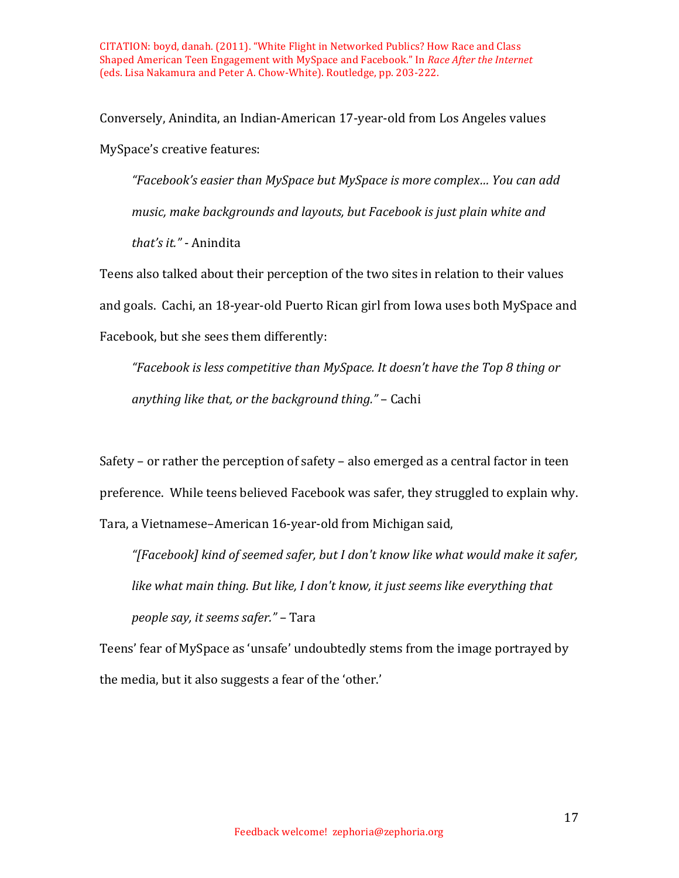Conversely, Anindita, an Indian-American 17-year-old from Los Angeles values MySpace's creative features:

> *"Facebook's easier than MySpace but MySpace is more complex… You can add music, make backgrounds and layouts, but Facebook is just plain white and that's it."* - Anindita

Teens also talked about their perception of the two sites in relation to their values and goals. Cachi, an 18-year-old Puerto Rican girl from Iowa uses both MySpace and Facebook, but she sees them differently:

> *"Facebook is less competitive than MySpace. It doesn't have the Top 8 thing or anything like that, or the background thing."* – Cachi

Safety – or rather the perception of safety – also emerged as a central factor in teen preference. While teens believed Facebook was safer, they struggled to explain why. Tara, a Vietnamese–American 16-year-old from Michigan said,

> *"[Facebook] kind of seemed safer, but I don't know like what would make it safer, like what main thing. But like, I don't know, it just seems like everything that people say, it seems safer."* – Tara

Teens' fear of MySpace as 'unsafe' undoubtedly stems from the image portrayed by the media, but it also suggests a fear of the 'other.'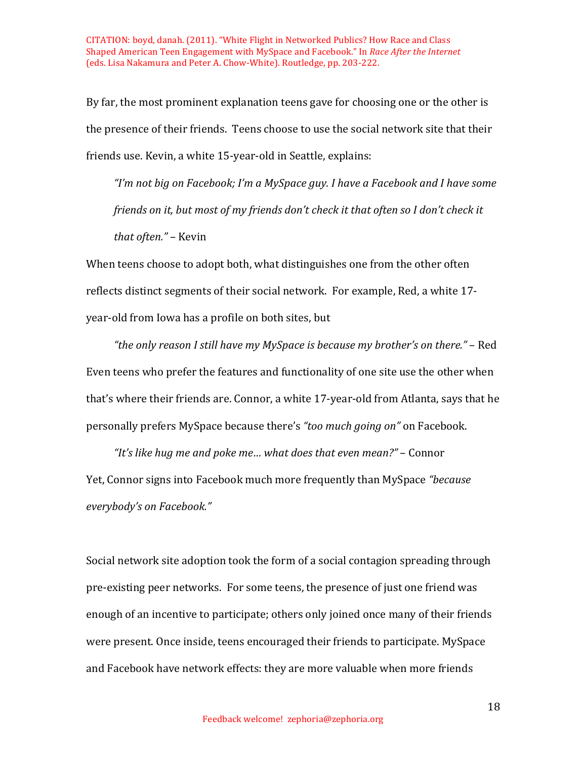By far, the most prominent explanation teens gave for choosing one or the other is the presence of their friends. Teens choose to use the social network site that their friends use. Kevin, a white 15-year-old in Seattle, explains:

> *"I'm not big on Facebook; I'm a MySpace guy. I have a Facebook and I have some friends on it, but most of my friends don't check it that often so I don't check it that often."* – Kevin

When teens choose to adopt both, what distinguishes one from the other often reflects distinct segments of their social network. For example, Red, a white 17-year-old from Iowa has a profile on both sites, but

> *"the only reason I still have my MySpace is because my brother's on there."* – Red

Even teens who prefer the features and functionality of one site use the other when that's where their friends are. Connor, a white 17-year-old from Atlanta, says that he personally prefers MySpace because there's *"too much going on"* on Facebook.

> *"It's like hug me and poke me… what does that even mean?"* – Connor

Yet, Connor signs into Facebook much more frequently than MySpace *"because everybody's on Facebook."*

Social network site adoption took the form of a social contagion spreading through pre-existing peer networks. For some teens, the presence of just one friend was enough of an incentive to participate; others only joined once many of their friends were present. Once inside, teens encouraged their friends to participate. MySpace and Facebook have network effects: they are more valuable when more friends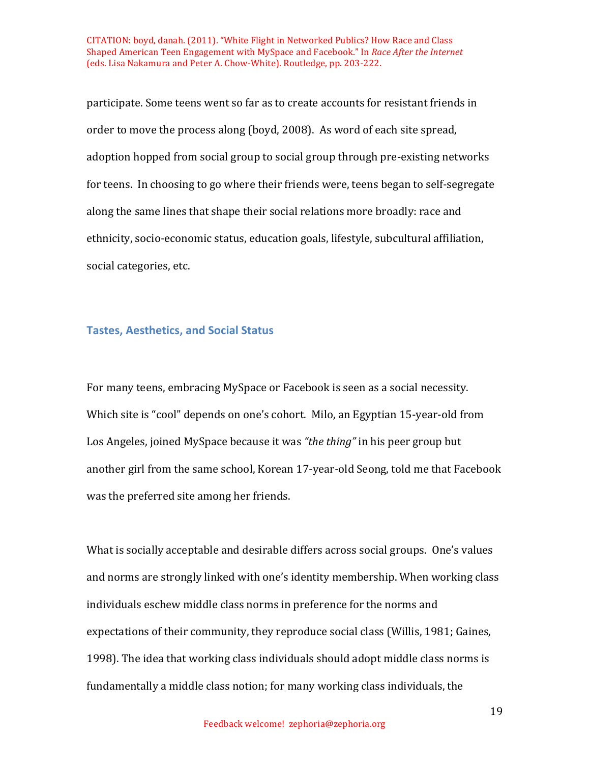participate. Some teens went so far as to create accounts for resistant friends in order to move the process along (boyd, 2008). As word of each site spread, adoption hopped from social group to social group through pre-existing networks for teens. In choosing to go where their friends were, teens began to self-segregate along the same lines that shape their social relations more broadly: race and ethnicity, socio-economic status, education goals, lifestyle, subcultural affiliation, social categories, etc.

## Tastes, Aesthetics, and Social Status

For many teens, embracing MySpace or Facebook is seen as a social necessity. Which site is "cool" depends on one's cohort. Milo, an Egyptian 15-year-old from Los Angeles, joined MySpace because it was *"the thing"* in his peer group but another girl from the same school, Korean 17-year-old Seong, told me that Facebook was the preferred site among her friends.

What is socially acceptable and desirable differs across social groups. One's values and norms are strongly linked with one's identity membership. When working class individuals eschew middle class norms in preference for the norms and expectations of their community, they reproduce social class (Willis, 1981; Gaines, 1998). The idea that working class individuals should adopt middle class norms is fundamentally a middle class notion; for many working class individuals, the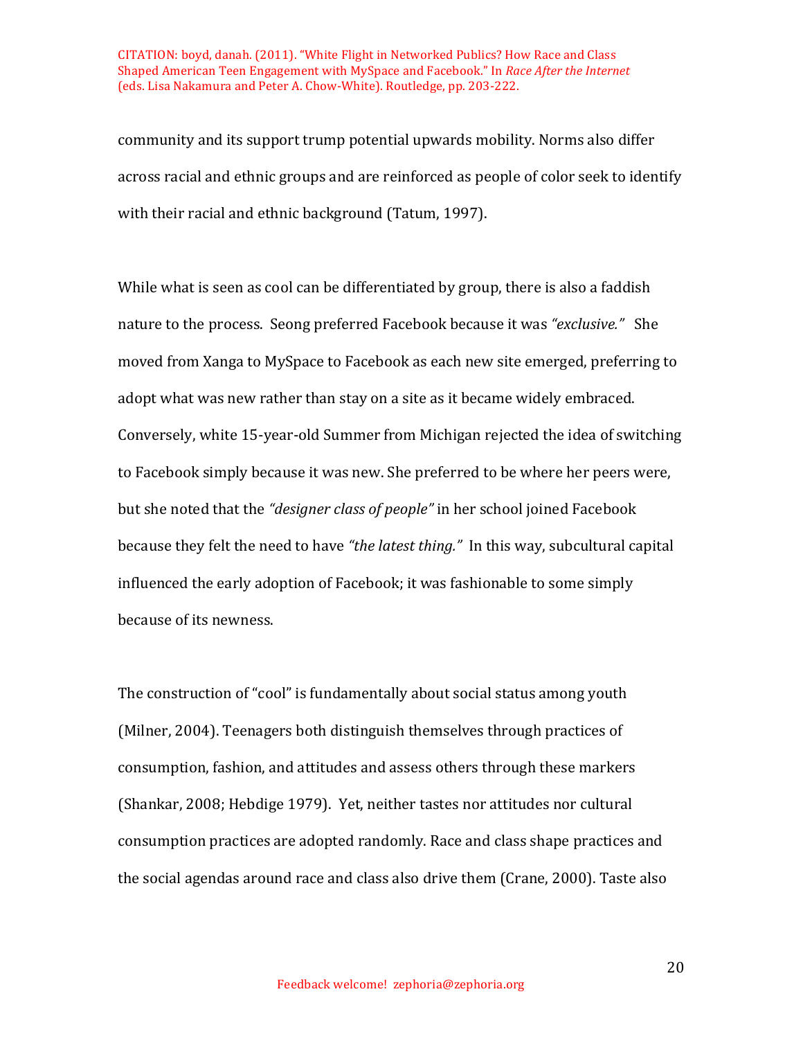community and its support trump potential upwards mobility. Norms also differ across racial and ethnic groups and are reinforced as people of color seek to identify with their racial and ethnic background (Tatum, 1997).

While what is seen as cool can be differentiated by group, there is also a faddish nature to the process. Seong preferred Facebook because it was *"exclusive."* She moved from Xanga to MySpace to Facebook as each new site emerged, preferring to adopt what was new rather than stay on a site as it became widely embraced. Conversely, white 15-year-old Summer from Michigan rejected the idea of switching to Facebook simply because it was new. She preferred to be where her peers were, but she noted that the *"designer class of people"* in her school joined Facebook because they felt the need to have *"the latest thing."* In this way, subcultural capital influenced the early adoption of Facebook; it was fashionable to some simply because of its newness.

The construction of "cool" is fundamentally about social status among youth (Milner, 2004). Teenagers both distinguish themselves through practices of consumption, fashion, and attitudes and assess others through these markers (Shankar, 2008; Hebdige 1979). Yet, neither tastes nor attitudes nor cultural consumption practices are adopted randomly. Race and class shape practices and the social agendas around race and class also drive them (Crane, 2000). Taste also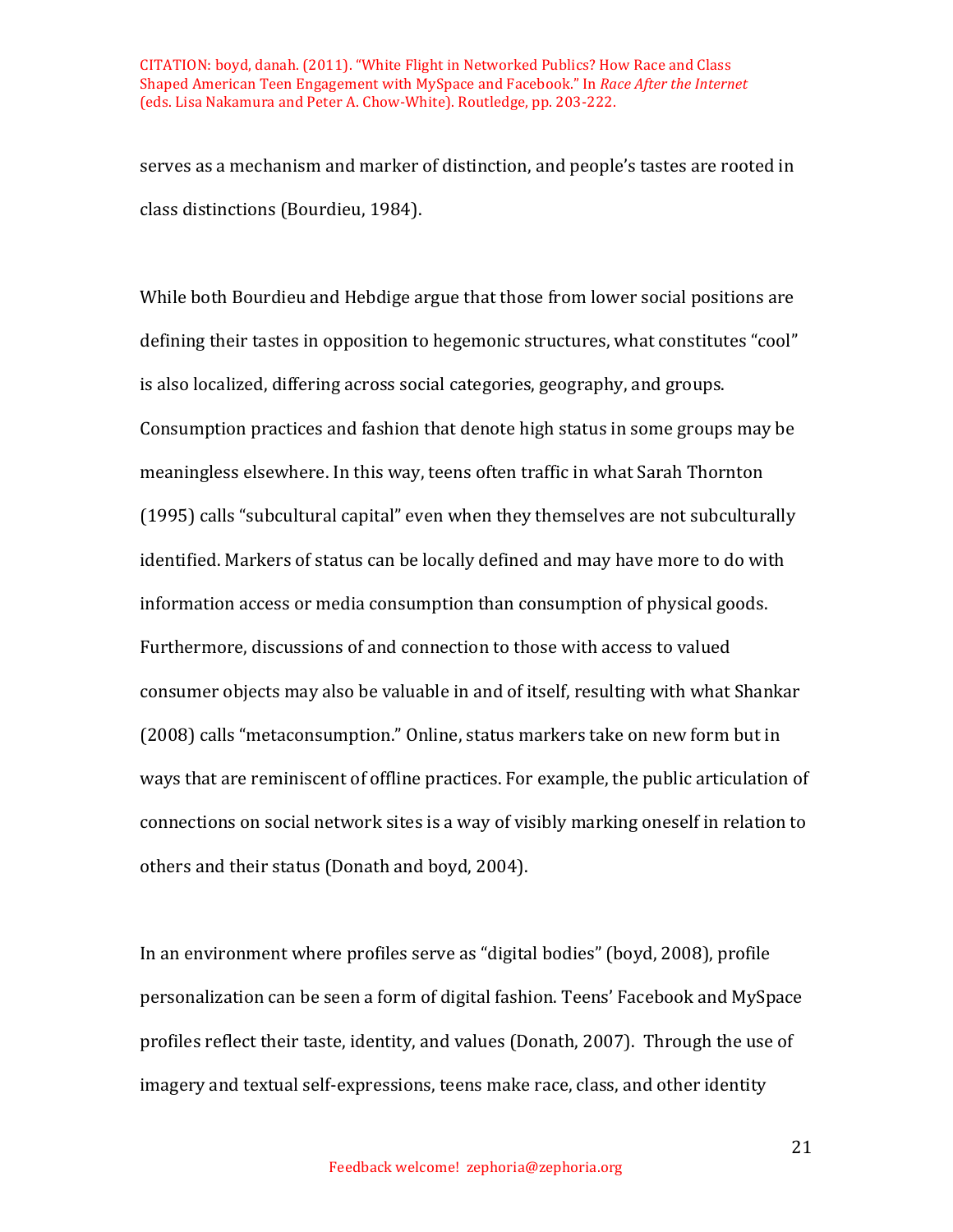serves as a mechanism and marker of distinction, and people's tastes are rooted in class distinctions (Bourdieu, 1984).

While both Bourdieu and Hebdige argue that those from lower social positions are defining their tastes in opposition to hegemonic structures, what constitutes "cool" is also localized, differing across social categories, geography, and groups. Consumption practices and fashion that denote high status in some groups may be meaningless elsewhere. In this way, teens often traffic in what Sarah Thornton (1995) calls "subcultural capital" even when they themselves are not subculturally identified. Markers of status can be locally defined and may have more to do with information access or media consumption than consumption of physical goods. Furthermore, discussions of and connection to those with access to valued consumer objects may also be valuable in and of itself, resulting with what Shankar (2008) calls "metaconsumption." Online, status markers take on new form but in ways that are reminiscent of offline practices. For example, the public articulation of connections on social network sites is a way of visibly marking oneself in relation to others and their status (Donath and boyd, 2004).

In an environment where profiles serve as "digital bodies" (boyd, 2008), profile personalization can be seen a form of digital fashion. Teens' Facebook and MySpace profiles reflect their taste, identity, and values (Donath, 2007). Through the use of imagery and textual self-expressions, teens make race, class, and other identity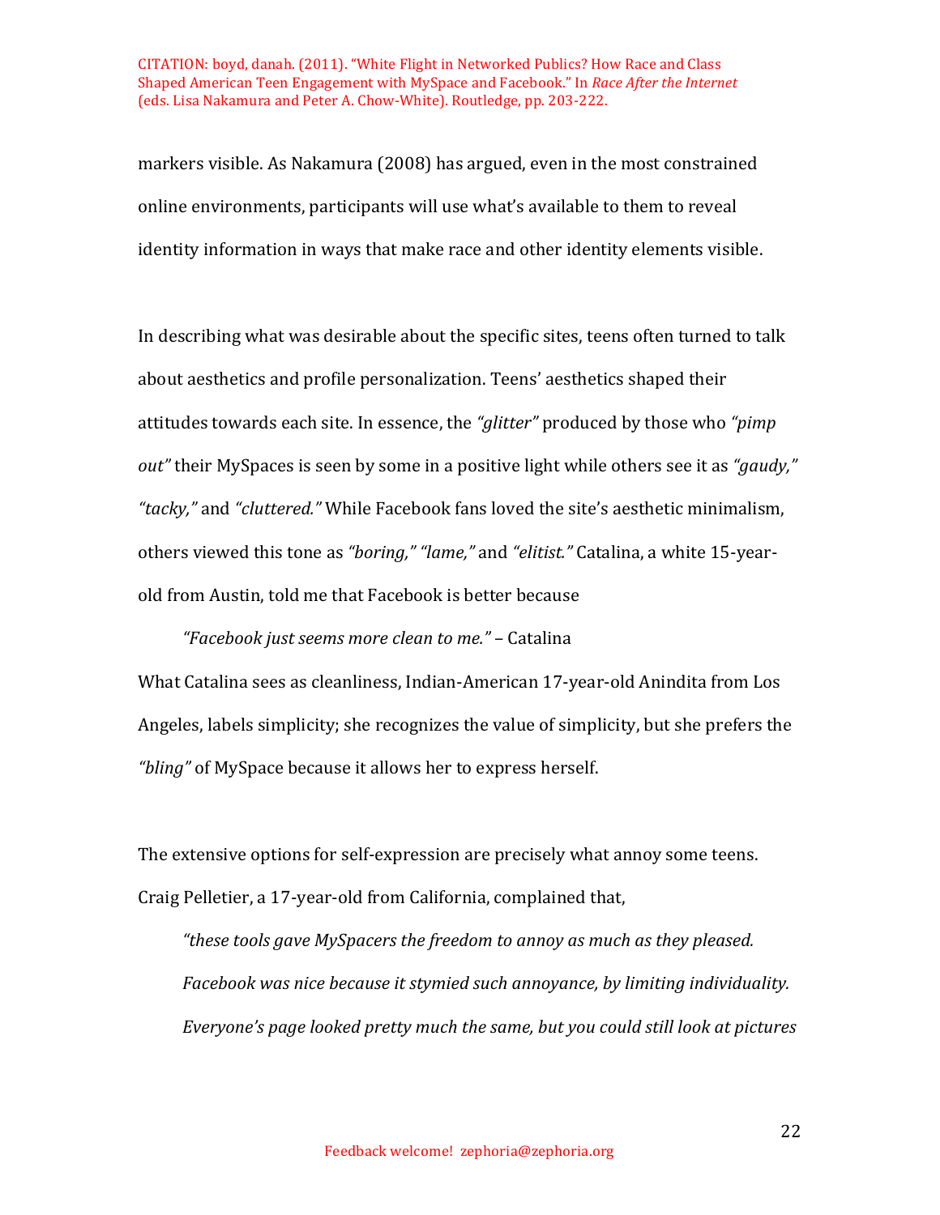markers visible. As Nakamura (2008) has argued, even in the most constrained online environments, participants will use what's available to them to reveal identity information in ways that make race and other identity elements visible.

In describing what was desirable about the specific sites, teens often turned to talk about aesthetics and profile personalization. Teens' aesthetics shaped their attitudes towards each site. In essence, the *"glitter"* produced by those who *"pimp out"* their MySpaces is seen by some in a positive light while others see it as *"gaudy," "tacky,"* and *"cluttered."* While Facebook fans loved the site's aesthetic minimalism, others viewed this tone as *"boring," "lame,"* and *"elitist."* Catalina, a white 15-year-old from Austin, told me that Facebook is better because

> *"Facebook just seems more clean to me."* – Catalina

What Catalina sees as cleanliness, Indian-American 17-year-old Anindita from Los Angeles, labels simplicity; she recognizes the value of simplicity, but she prefers the *"bling"* of MySpace because it allows her to express herself.

The extensive options for self-expression are precisely what annoy some teens. Craig Pelletier, a 17-year-old from California, complained that,

> *"these tools gave MySpacers the freedom to annoy as much as they pleased. Facebook was nice because it stymied such annoyance, by limiting individuality. Everyone's page looked pretty much the same, but you could still look at pictures*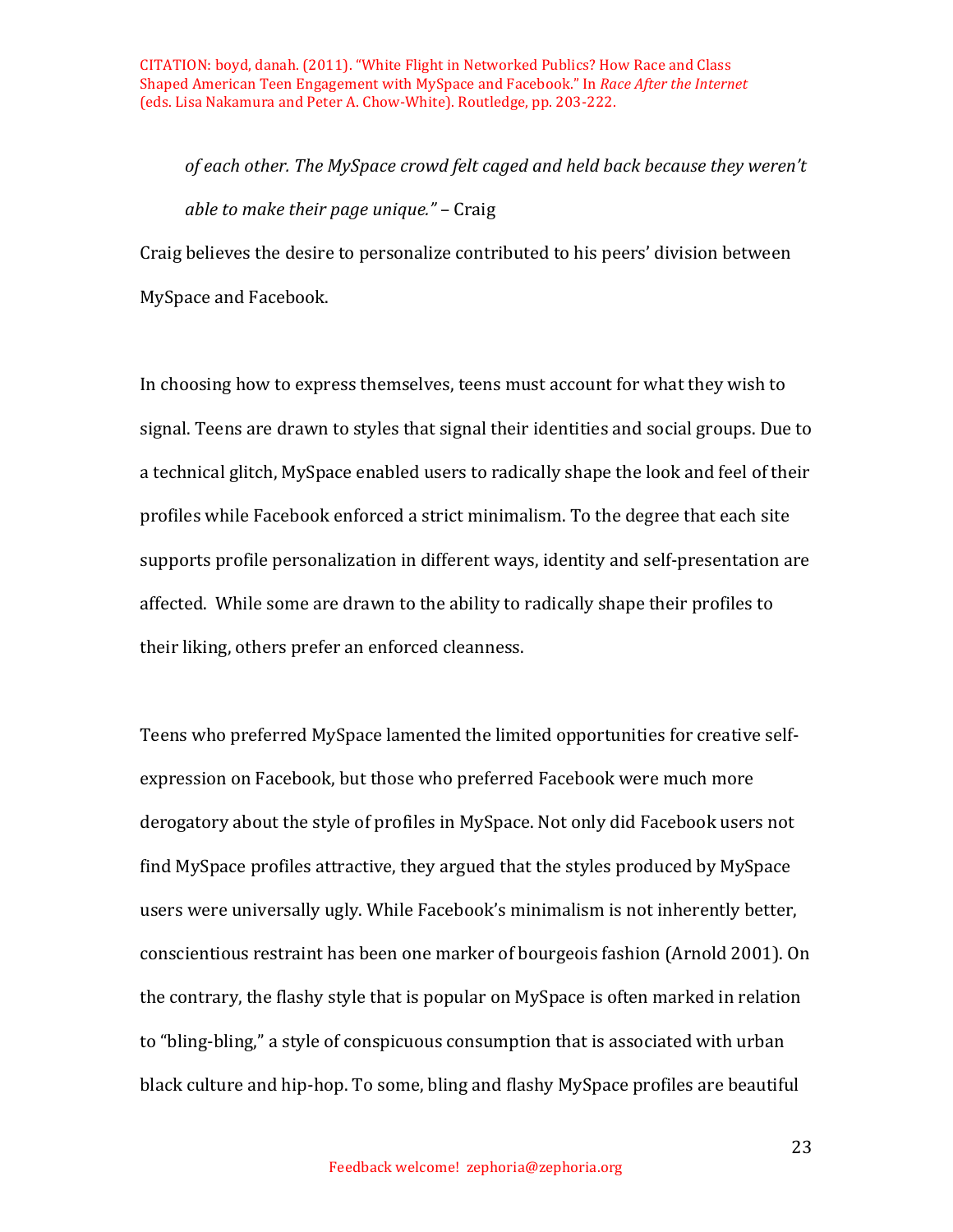> *of each other. The MySpace crowd felt caged and held back because they weren't able to make their page unique."* – Craig

Craig believes the desire to personalize contributed to his peers' division between MySpace and Facebook.

In choosing how to express themselves, teens must account for what they wish to signal. Teens are drawn to styles that signal their identities and social groups. Due to a technical glitch, MySpace enabled users to radically shape the look and feel of their profiles while Facebook enforced a strict minimalism. To the degree that each site supports profile personalization in different ways, identity and self-presentation are affected. While some are drawn to the ability to radically shape their profiles to their liking, others prefer an enforced cleanness.

Teens who preferred MySpace lamented the limited opportunities for creative self-expression on Facebook, but those who preferred Facebook were much more derogatory about the style of profiles in MySpace. Not only did Facebook users not find MySpace profiles attractive, they argued that the styles produced by MySpace users were universally ugly. While Facebook's minimalism is not inherently better, conscientious restraint has been one marker of bourgeois fashion (Arnold 2001). On the contrary, the flashy style that is popular on MySpace is often marked in relation to "bling-bling," a style of conspicuous consumption that is associated with urban black culture and hip-hop. To some, bling and flashy MySpace profiles are beautiful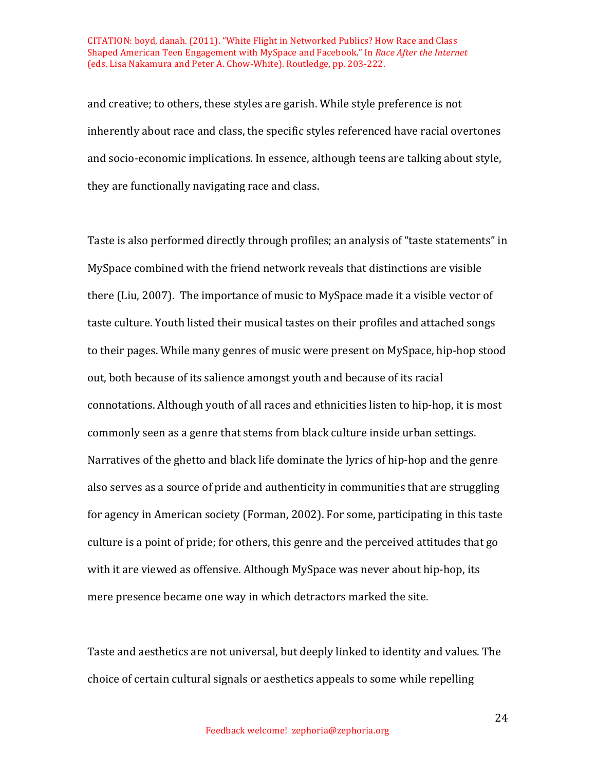and creative; to others, these styles are garish. While style preference is not inherently about race and class, the specific styles referenced have racial overtones and socio-economic implications. In essence, although teens are talking about style, they are functionally navigating race and class.

Taste is also performed directly through profiles; an analysis of "taste statements" in MySpace combined with the friend network reveals that distinctions are visible there (Liu, 2007). The importance of music to MySpace made it a visible vector of taste culture. Youth listed their musical tastes on their profiles and attached songs to their pages. While many genres of music were present on MySpace, hip-hop stood out, both because of its salience amongst youth and because of its racial connotations. Although youth of all races and ethnicities listen to hip-hop, it is most commonly seen as a genre that stems from black culture inside urban settings. Narratives of the ghetto and black life dominate the lyrics of hip-hop and the genre also serves as a source of pride and authenticity in communities that are struggling for agency in American society (Forman, 2002). For some, participating in this taste culture is a point of pride; for others, this genre and the perceived attitudes that go with it are viewed as offensive. Although MySpace was never about hip-hop, its mere presence became one way in which detractors marked the site.

Taste and aesthetics are not universal, but deeply linked to identity and values. The choice of certain cultural signals or aesthetics appeals to some while repelling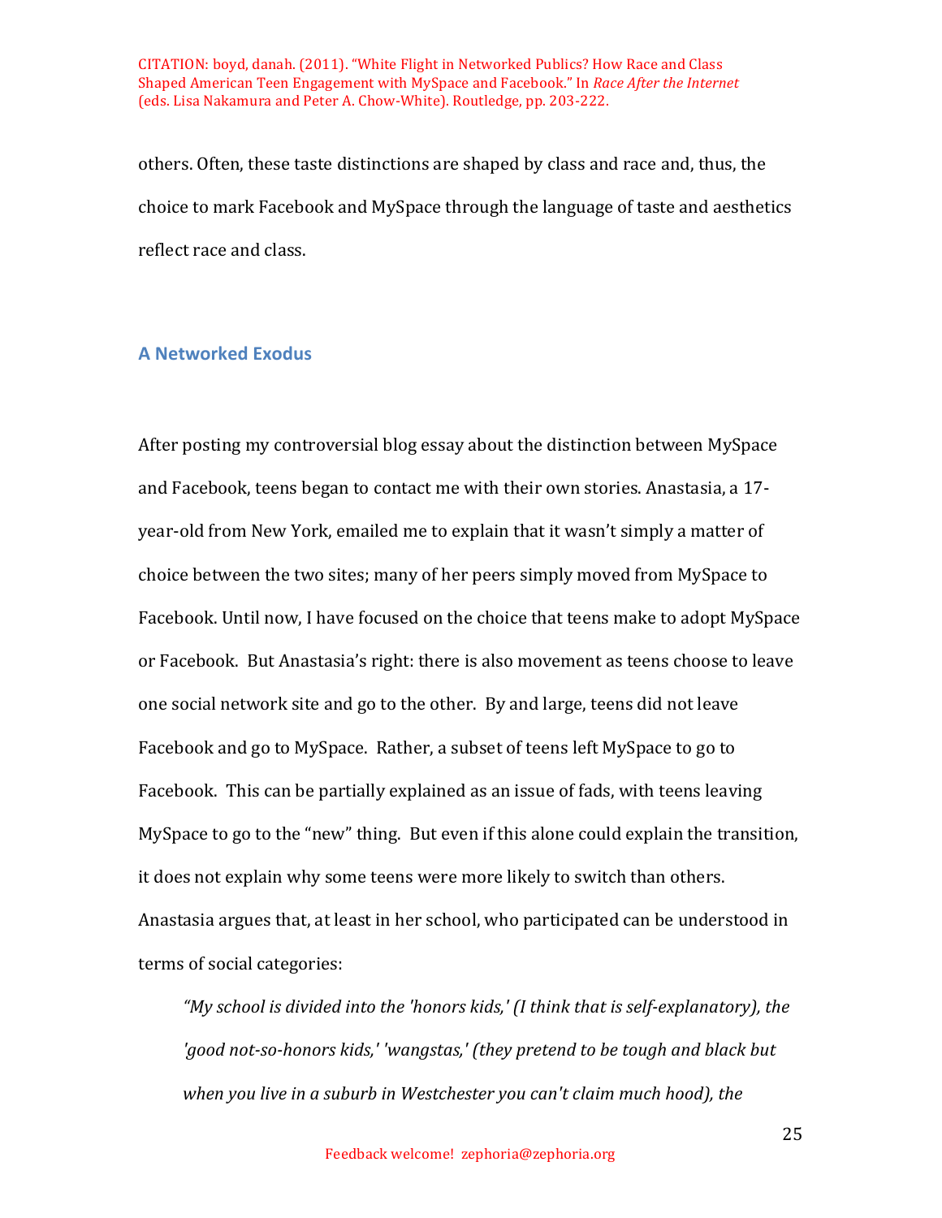others. Often, these taste distinctions are shaped by class and race and, thus, the choice to mark Facebook and MySpace through the language of taste and aesthetics reflect race and class.

## A Networked Exodus

After posting my controversial blog essay about the distinction between MySpace and Facebook, teens began to contact me with their own stories. Anastasia, a 17-year-old from New York, emailed me to explain that it wasn't simply a matter of choice between the two sites; many of her peers simply moved from MySpace to Facebook. Until now, I have focused on the choice that teens make to adopt MySpace or Facebook. But Anastasia's right: there is also movement as teens choose to leave one social network site and go to the other. By and large, teens did not leave Facebook and go to MySpace. Rather, a subset of teens left MySpace to go to Facebook. This can be partially explained as an issue of fads, with teens leaving MySpace to go to the "new" thing. But even if this alone could explain the transition, it does not explain why some teens were more likely to switch than others. Anastasia argues that, at least in her school, who participated can be understood in terms of social categories:

> *"My school is divided into the 'honors kids,' (I think that is self-explanatory), the 'good not-so-honors kids,' 'wangstas,' (they pretend to be tough and black but when you live in a suburb in Westchester you can't claim much hood), the*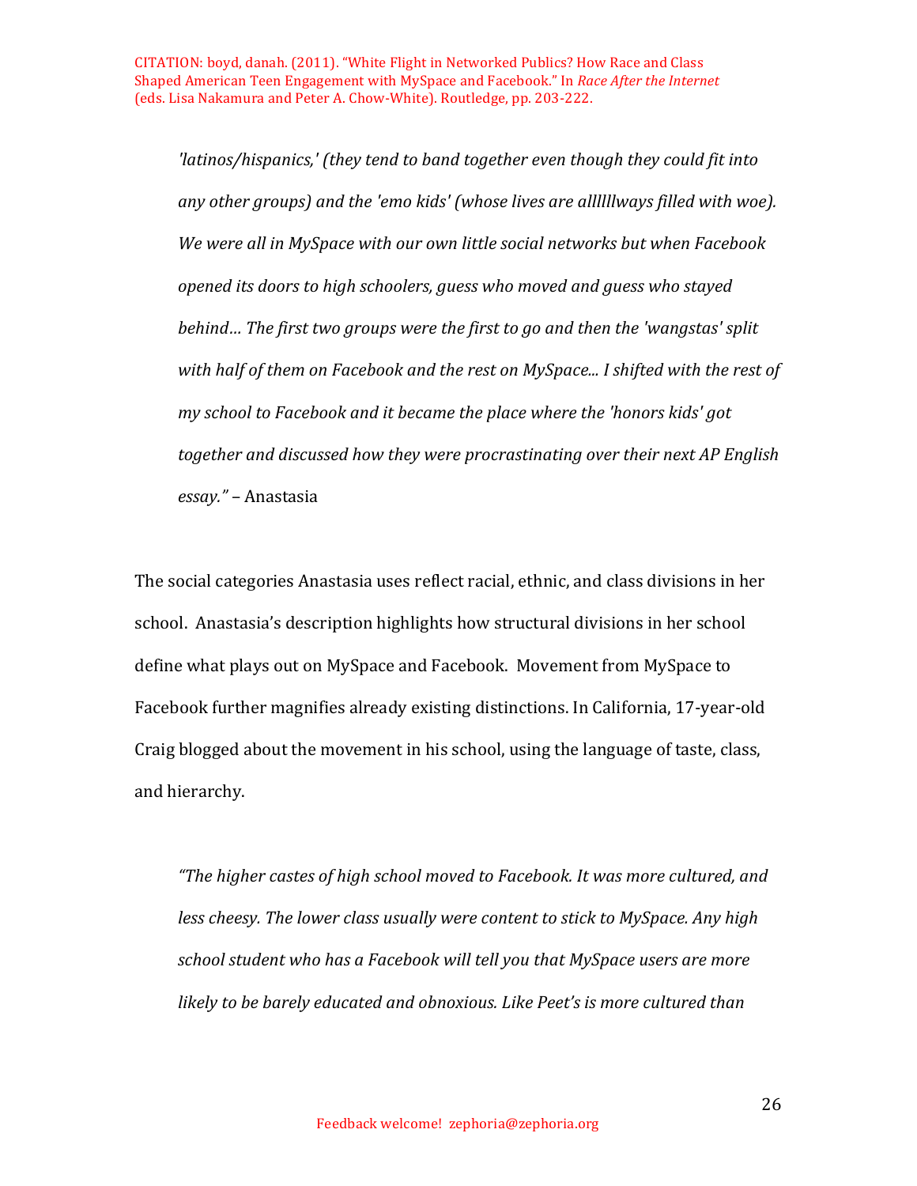*'latinos/hispanics,' (they tend to band together even though they could fit into any other groups) and the 'emo kids' (whose lives are allllllways filled with woe). We were all in MySpace with our own little social networks but when Facebook opened its doors to high schoolers, guess who moved and guess who stayed behind… The first two groups were the first to go and then the 'wangstas' split with half of them on Facebook and the rest on MySpace... I shifted with the rest of my school to Facebook and it became the place where the 'honors kids' got together and discussed how they were procrastinating over their next AP English essay."* – Anastasia

The social categories Anastasia uses reflect racial, ethnic, and class divisions in her school. Anastasia's description highlights how structural divisions in her school define what plays out on MySpace and Facebook. Movement from MySpace to Facebook further magnifies already existing distinctions. In California, 17-year-old Craig blogged about the movement in his school, using the language of taste, class, and hierarchy.

*"The higher castes of high school moved to Facebook. It was more cultured, and less cheesy. The lower class usually were content to stick to MySpace. Any high school student who has a Facebook will tell you that MySpace users are more likely to be barely educated and obnoxious. Like Peet's is more cultured than*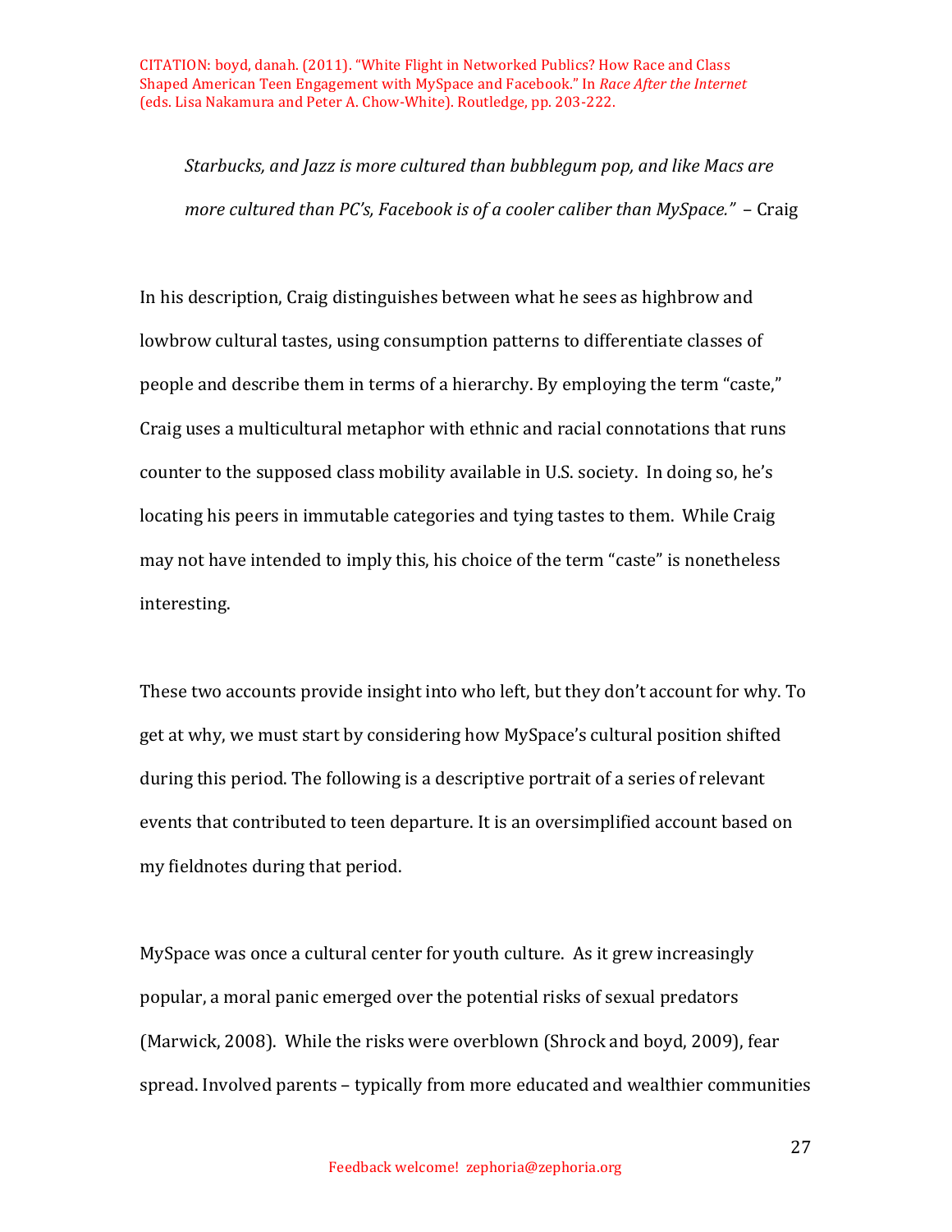*Starbucks, and Jazz is more cultured than bubblegum pop, and like Macs are more cultured than PC's, Facebook is of a cooler caliber than MySpace."* – Craig

In his description, Craig distinguishes between what he sees as highbrow and lowbrow cultural tastes, using consumption patterns to differentiate classes of people and describe them in terms of a hierarchy. By employing the term "caste," Craig uses a multicultural metaphor with ethnic and racial connotations that runs counter to the supposed class mobility available in U.S. society. In doing so, he's locating his peers in immutable categories and tying tastes to them. While Craig may not have intended to imply this, his choice of the term "caste" is nonetheless interesting.

These two accounts provide insight into who left, but they don't account for why. To get at why, we must start by considering how MySpace's cultural position shifted during this period. The following is a descriptive portrait of a series of relevant events that contributed to teen departure. It is an oversimplified account based on my fieldnotes during that period.

MySpace was once a cultural center for youth culture. As it grew increasingly popular, a moral panic emerged over the potential risks of sexual predators (Marwick, 2008). While the risks were overblown (Shrock and boyd, 2009), fear spread. Involved parents – typically from more educated and wealthier communities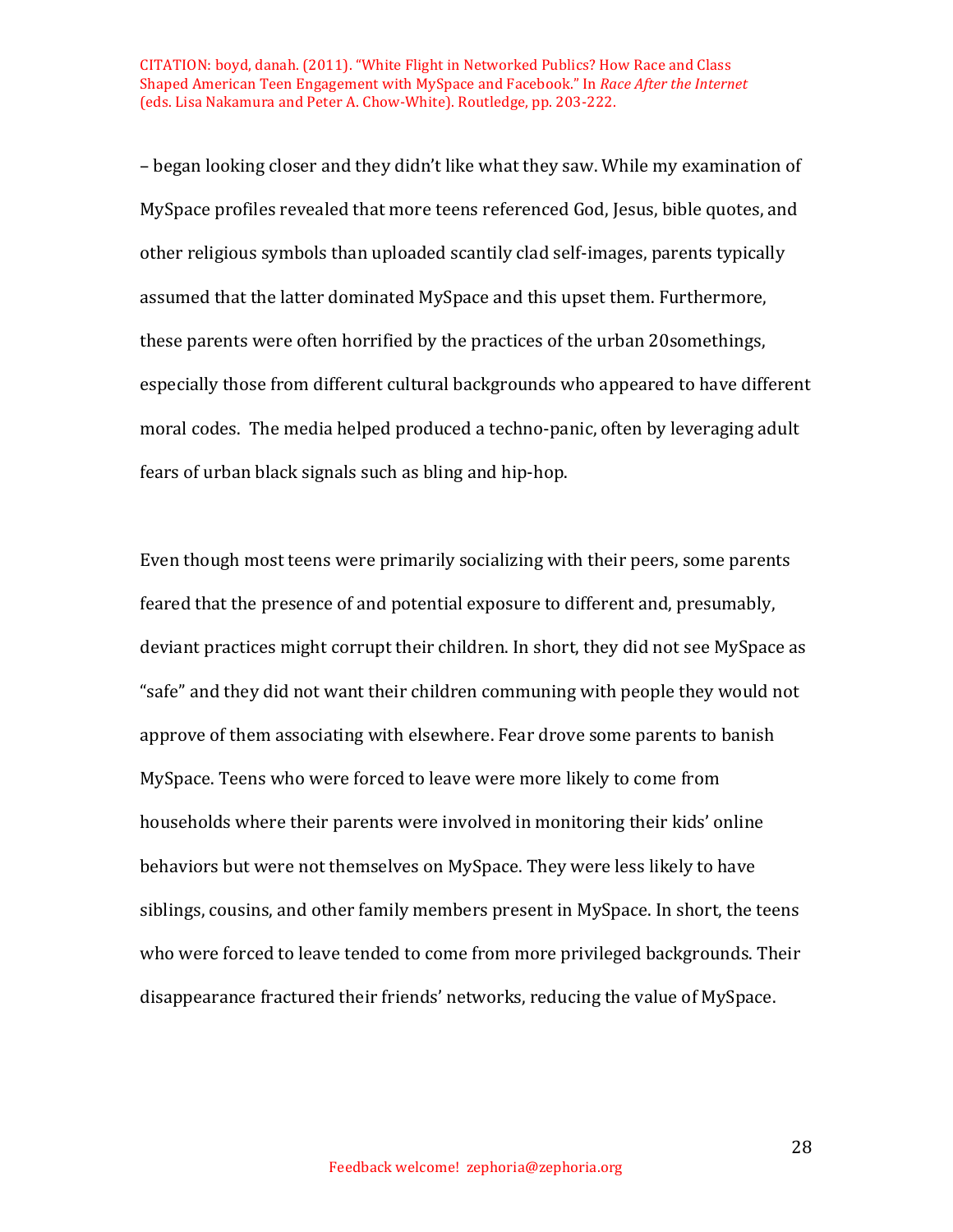– began looking closer and they didn't like what they saw. While my examination of MySpace profiles revealed that more teens referenced God, Jesus, bible quotes, and other religious symbols than uploaded scantily clad self-images, parents typically assumed that the latter dominated MySpace and this upset them. Furthermore, these parents were often horrified by the practices of the urban 20somethings, especially those from different cultural backgrounds who appeared to have different moral codes. The media helped produced a techno-panic, often by leveraging adult fears of urban black signals such as bling and hip-hop.

Even though most teens were primarily socializing with their peers, some parents feared that the presence of and potential exposure to different and, presumably, deviant practices might corrupt their children. In short, they did not see MySpace as "safe" and they did not want their children communing with people they would not approve of them associating with elsewhere. Fear drove some parents to banish MySpace. Teens who were forced to leave were more likely to come from households where their parents were involved in monitoring their kids' online behaviors but were not themselves on MySpace. They were less likely to have siblings, cousins, and other family members present in MySpace. In short, the teens who were forced to leave tended to come from more privileged backgrounds. Their disappearance fractured their friends' networks, reducing the value of MySpace.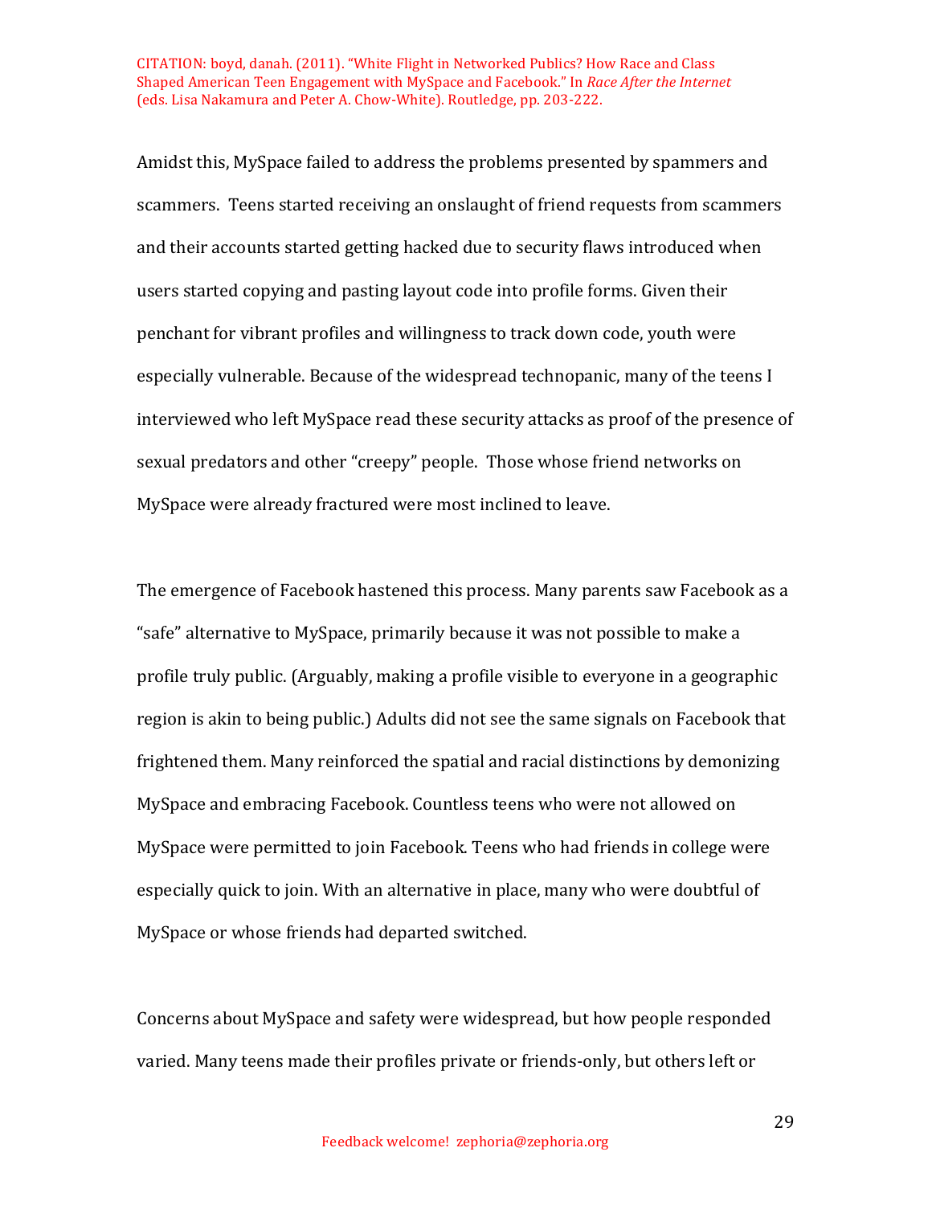Amidst this, MySpace failed to address the problems presented by spammers and scammers. Teens started receiving an onslaught of friend requests from scammers and their accounts started getting hacked due to security flaws introduced when users started copying and pasting layout code into profile forms. Given their penchant for vibrant profiles and willingness to track down code, youth were especially vulnerable. Because of the widespread technopanic, many of the teens I interviewed who left MySpace read these security attacks as proof of the presence of sexual predators and other "creepy" people. Those whose friend networks on MySpace were already fractured were most inclined to leave.

The emergence of Facebook hastened this process. Many parents saw Facebook as a "safe" alternative to MySpace, primarily because it was not possible to make a profile truly public. (Arguably, making a profile visible to everyone in a geographic region is akin to being public.) Adults did not see the same signals on Facebook that frightened them. Many reinforced the spatial and racial distinctions by demonizing MySpace and embracing Facebook. Countless teens who were not allowed on MySpace were permitted to join Facebook. Teens who had friends in college were especially quick to join. With an alternative in place, many who were doubtful of MySpace or whose friends had departed switched.

Concerns about MySpace and safety were widespread, but how people responded varied. Many teens made their profiles private or friends-only, but others left or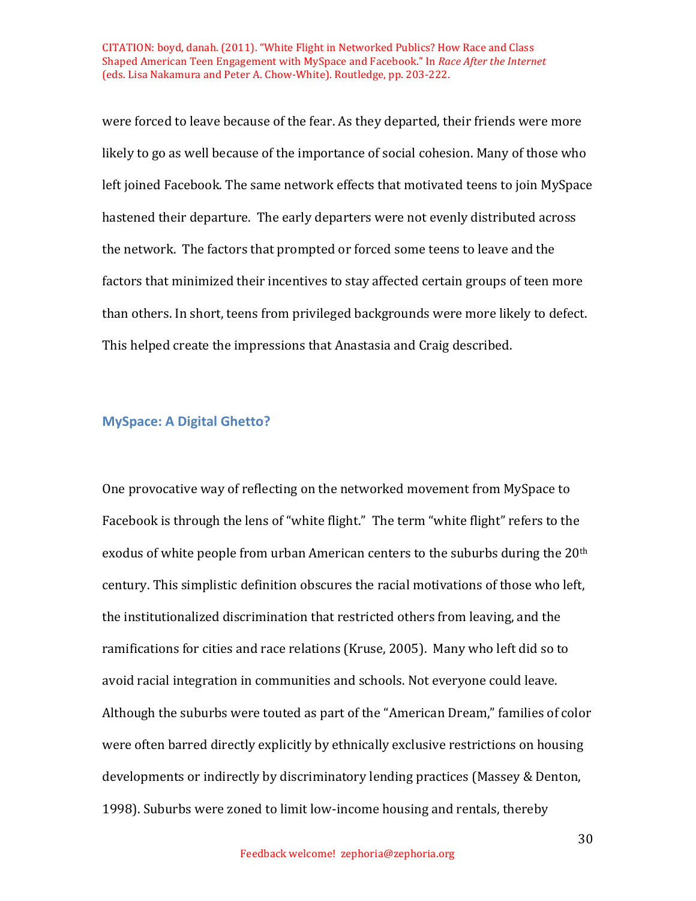were forced to leave because of the fear. As they departed, their friends were more likely to go as well because of the importance of social cohesion. Many of those who left joined Facebook. The same network effects that motivated teens to join MySpace hastened their departure. The early departers were not evenly distributed across the network. The factors that prompted or forced some teens to leave and the factors that minimized their incentives to stay affected certain groups of teen more than others. In short, teens from privileged backgrounds were more likely to defect. This helped create the impressions that Anastasia and Craig described.

## MySpace: A Digital Ghetto?

One provocative way of reflecting on the networked movement from MySpace to Facebook is through the lens of "white flight." The term "white flight" refers to the exodus of white people from urban American centers to the suburbs during the 20th century. This simplistic definition obscures the racial motivations of those who left, the institutionalized discrimination that restricted others from leaving, and the ramifications for cities and race relations (Kruse, 2005). Many who left did so to avoid racial integration in communities and schools. Not everyone could leave. Although the suburbs were touted as part of the "American Dream," families of color were often barred directly explicitly by ethnically exclusive restrictions on housing developments or indirectly by discriminatory lending practices (Massey & Denton, 1998). Suburbs were zoned to limit low-income housing and rentals, thereby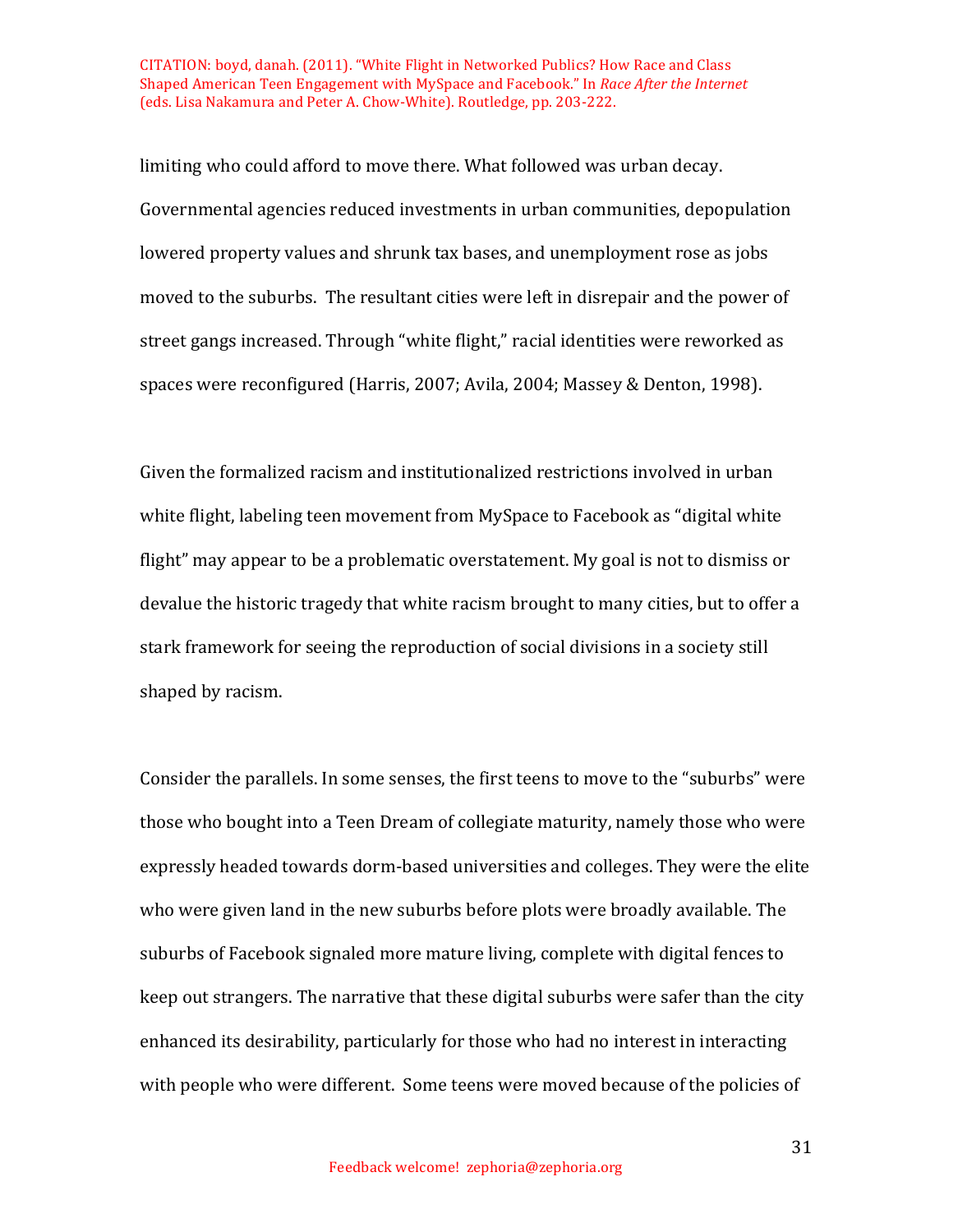limiting who could afford to move there. What followed was urban decay. Governmental agencies reduced investments in urban communities, depopulation lowered property values and shrunk tax bases, and unemployment rose as jobs moved to the suburbs. The resultant cities were left in disrepair and the power of street gangs increased. Through "white flight," racial identities were reworked as spaces were reconfigured (Harris, 2007; Avila, 2004; Massey & Denton, 1998).

Given the formalized racism and institutionalized restrictions involved in urban white flight, labeling teen movement from MySpace to Facebook as "digital white flight" may appear to be a problematic overstatement. My goal is not to dismiss or devalue the historic tragedy that white racism brought to many cities, but to offer a stark framework for seeing the reproduction of social divisions in a society still shaped by racism.

Consider the parallels. In some senses, the first teens to move to the "suburbs" were those who bought into a Teen Dream of collegiate maturity, namely those who were expressly headed towards dorm-based universities and colleges. They were the elite who were given land in the new suburbs before plots were broadly available. The suburbs of Facebook signaled more mature living, complete with digital fences to keep out strangers. The narrative that these digital suburbs were safer than the city enhanced its desirability, particularly for those who had no interest in interacting with people who were different. Some teens were moved because of the policies of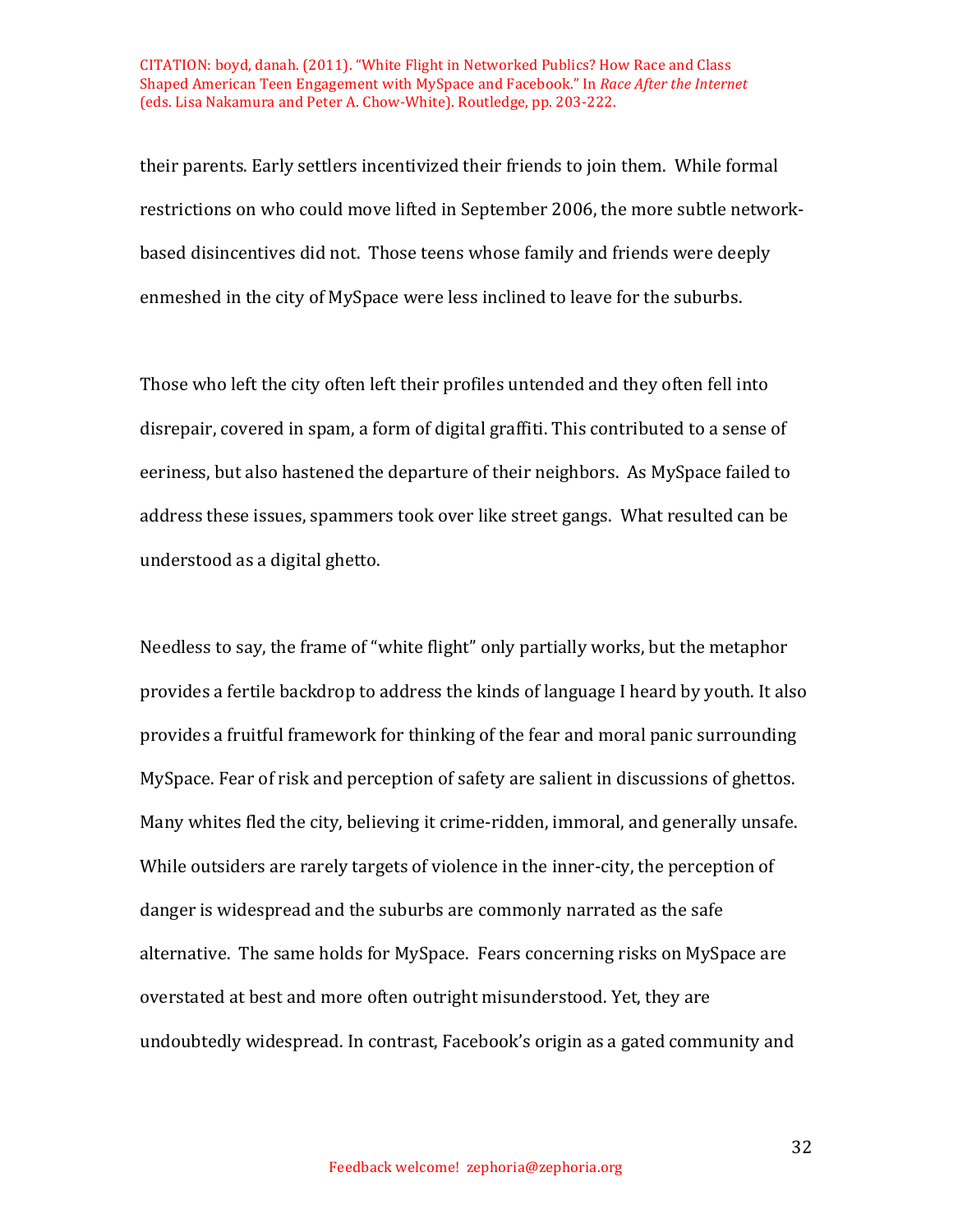their parents. Early settlers incentivized their friends to join them. While formal restrictions on who could move lifted in September 2006, the more subtle network-based disincentives did not. Those teens whose family and friends were deeply enmeshed in the city of MySpace were less inclined to leave for the suburbs.

Those who left the city often left their profiles untended and they often fell into disrepair, covered in spam, a form of digital graffiti. This contributed to a sense of eeriness, but also hastened the departure of their neighbors. As MySpace failed to address these issues, spammers took over like street gangs. What resulted can be understood as a digital ghetto.

Needless to say, the frame of "white flight" only partially works, but the metaphor provides a fertile backdrop to address the kinds of language I heard by youth. It also provides a fruitful framework for thinking of the fear and moral panic surrounding MySpace. Fear of risk and perception of safety are salient in discussions of ghettos. Many whites fled the city, believing it crime-ridden, immoral, and generally unsafe. While outsiders are rarely targets of violence in the inner-city, the perception of danger is widespread and the suburbs are commonly narrated as the safe alternative. The same holds for MySpace. Fears concerning risks on MySpace are overstated at best and more often outright misunderstood. Yet, they are undoubtedly widespread. In contrast, Facebook's origin as a gated community and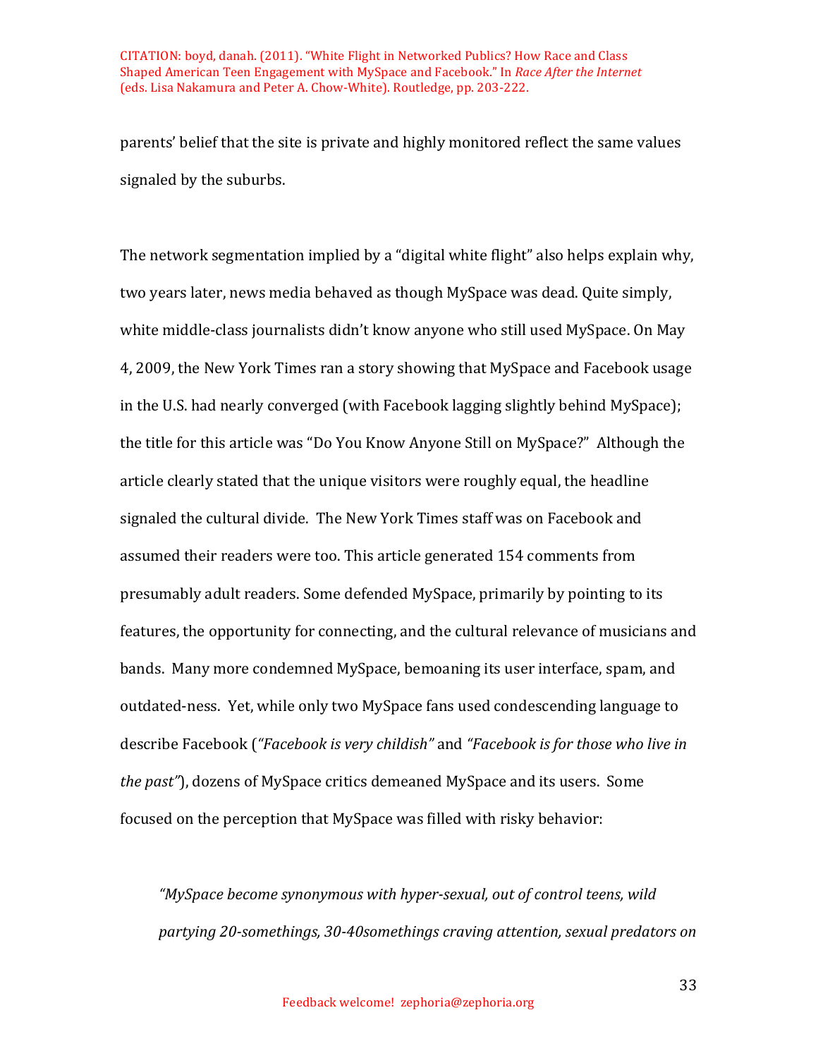parents' belief that the site is private and highly monitored reflect the same values signaled by the suburbs.

The network segmentation implied by a "digital white flight" also helps explain why, two years later, news media behaved as though MySpace was dead. Quite simply, white middle-class journalists didn't know anyone who still used MySpace. On May 4, 2009, the New York Times ran a story showing that MySpace and Facebook usage in the U.S. had nearly converged (with Facebook lagging slightly behind MySpace); the title for this article was "Do You Know Anyone Still on MySpace?" Although the article clearly stated that the unique visitors were roughly equal, the headline signaled the cultural divide. The New York Times staff was on Facebook and assumed their readers were too. This article generated 154 comments from presumably adult readers. Some defended MySpace, primarily by pointing to its features, the opportunity for connecting, and the cultural relevance of musicians and bands. Many more condemned MySpace, bemoaning its user interface, spam, and outdated-ness. Yet, while only two MySpace fans used condescending language to describe Facebook (*"Facebook is very childish"* and *"Facebook is for those who live in the past"*), dozens of MySpace critics demeaned MySpace and its users. Some focused on the perception that MySpace was filled with risky behavior:

> *"MySpace become synonymous with hyper-sexual, out of control teens, wild partying 20-somethings, 30-40somethings craving attention, sexual predators on*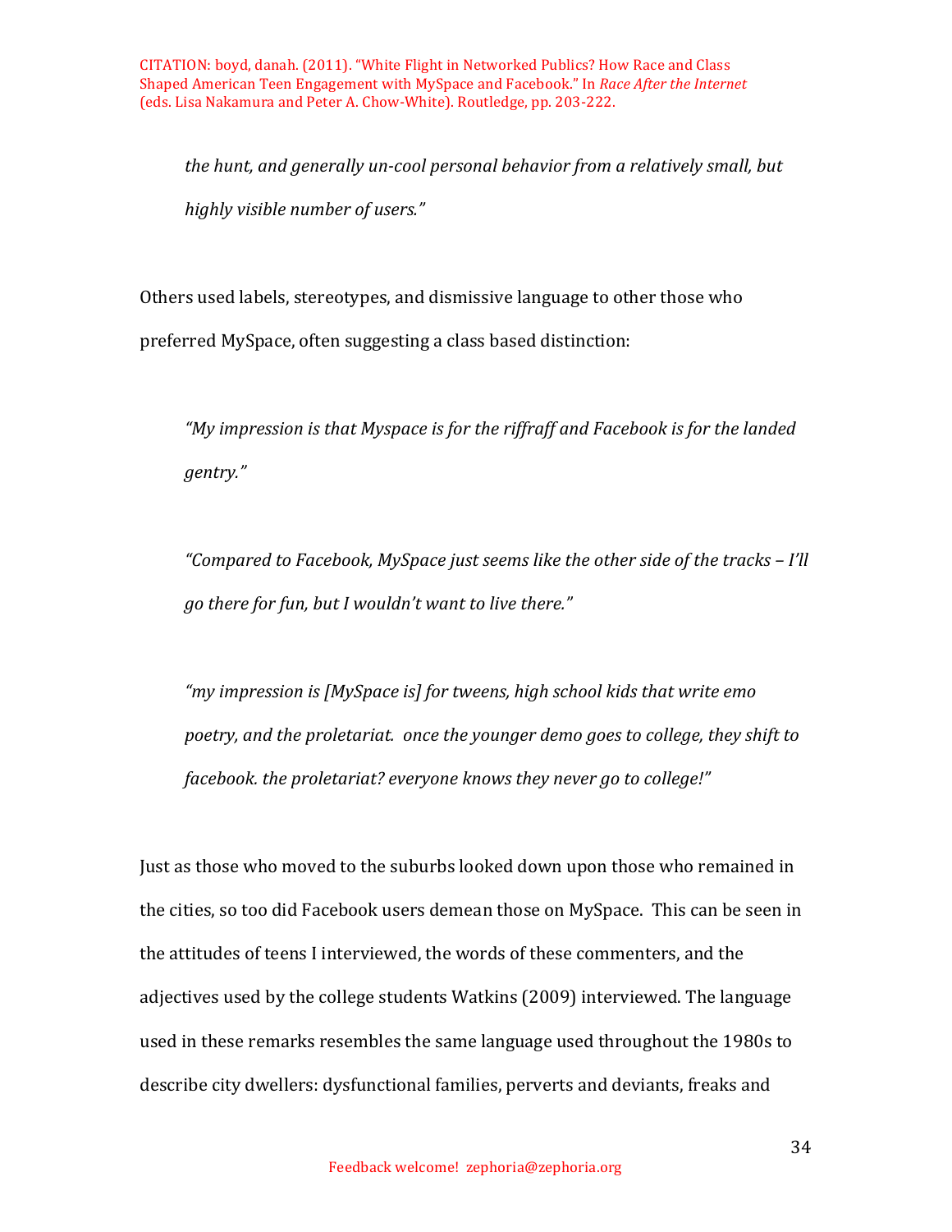*the hunt, and generally un-cool personal behavior from a relatively small, but highly visible number of users."*

Others used labels, stereotypes, and dismissive language to other those who preferred MySpace, often suggesting a class based distinction:

> *"My impression is that Myspace is for the riffraff and Facebook is for the landed gentry."*

> *"Compared to Facebook, MySpace just seems like the other side of the tracks – I'll go there for fun, but I wouldn't want to live there."*

> *"my impression is [MySpace is] for tweens, high school kids that write emo poetry, and the proletariat. once the younger demo goes to college, they shift to facebook. the proletariat? everyone knows they never go to college!"*

Just as those who moved to the suburbs looked down upon those who remained in the cities, so too did Facebook users demean those on MySpace. This can be seen in the attitudes of teens I interviewed, the words of these commenters, and the adjectives used by the college students Watkins (2009) interviewed. The language used in these remarks resembles the same language used throughout the 1980s to describe city dwellers: dysfunctional families, perverts and deviants, freaks and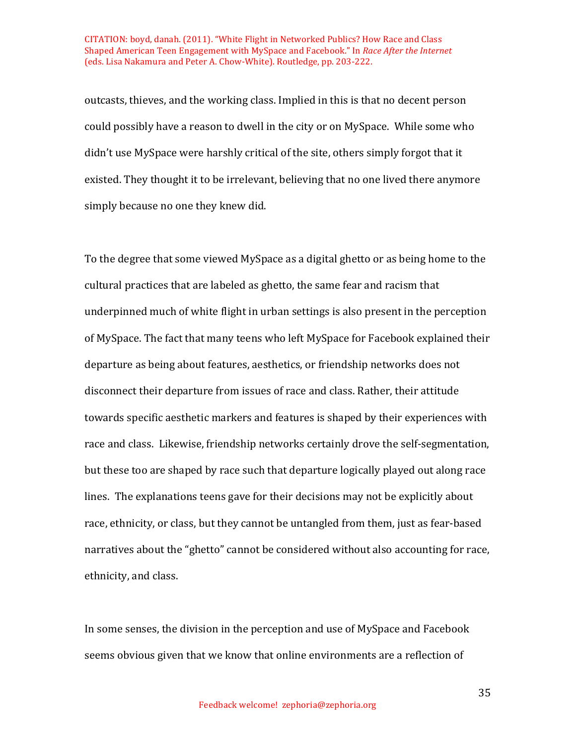outcasts, thieves, and the working class. Implied in this is that no decent person could possibly have a reason to dwell in the city or on MySpace. While some who didn't use MySpace were harshly critical of the site, others simply forgot that it existed. They thought it to be irrelevant, believing that no one lived there anymore simply because no one they knew did.

To the degree that some viewed MySpace as a digital ghetto or as being home to the cultural practices that are labeled as ghetto, the same fear and racism that underpinned much of white flight in urban settings is also present in the perception of MySpace. The fact that many teens who left MySpace for Facebook explained their departure as being about features, aesthetics, or friendship networks does not disconnect their departure from issues of race and class. Rather, their attitude towards specific aesthetic markers and features is shaped by their experiences with race and class. Likewise, friendship networks certainly drove the self-segmentation, but these too are shaped by race such that departure logically played out along race lines. The explanations teens gave for their decisions may not be explicitly about race, ethnicity, or class, but they cannot be untangled from them, just as fear-based narratives about the "ghetto" cannot be considered without also accounting for race, ethnicity, and class.

In some senses, the division in the perception and use of MySpace and Facebook seems obvious given that we know that online environments are a reflection of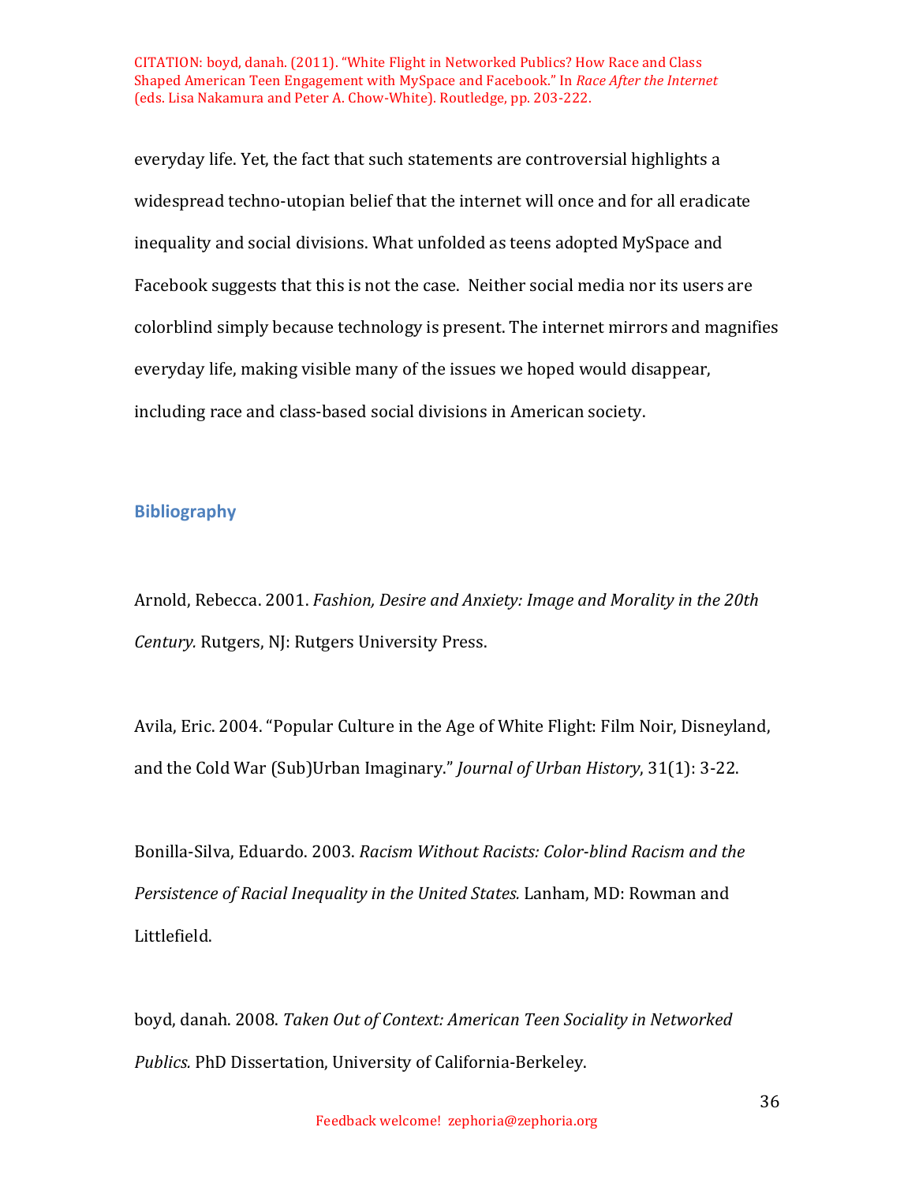everyday life. Yet, the fact that such statements are controversial highlights a widespread techno-utopian belief that the internet will once and for all eradicate inequality and social divisions. What unfolded as teens adopted MySpace and Facebook suggests that this is not the case. Neither social media nor its users are colorblind simply because technology is present. The internet mirrors and magnifies everyday life, making visible many of the issues we hoped would disappear, including race and class-based social divisions in American society.

## Bibliography

Arnold, Rebecca. 2001. *Fashion, Desire and Anxiety: Image and Morality in the 20th Century.* Rutgers, NJ: Rutgers University Press.

Avila, Eric. 2004. "Popular Culture in the Age of White Flight: Film Noir, Disneyland, and the Cold War (Sub)Urban Imaginary." *Journal of Urban History*, 31(1): 3-22.

Bonilla-Silva, Eduardo. 2003. *Racism Without Racists: Color-blind Racism and the Persistence of Racial Inequality in the United States.* Lanham, MD: Rowman and Littlefield.

boyd, danah. 2008. *Taken Out of Context: American Teen Sociality in Networked Publics.* PhD Dissertation, University of California-Berkeley.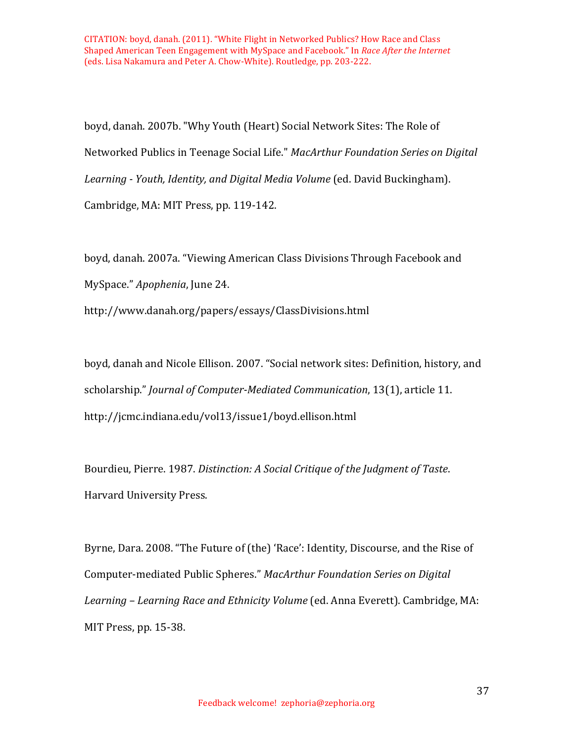boyd, danah. 2007b. "Why Youth (Heart) Social Network Sites: The Role of Networked Publics in Teenage Social Life." *MacArthur Foundation Series on Digital Learning - Youth, Identity, and Digital Media Volume* (ed. David Buckingham). Cambridge, MA: MIT Press, pp. 119-142.

boyd, danah. 2007a. "Viewing American Class Divisions Through Facebook and MySpace." *Apophenia*, June 24. http://www.danah.org/papers/essays/ClassDivisions.html

boyd, danah and Nicole Ellison. 2007. "Social network sites: Definition, history, and scholarship." *Journal of Computer-Mediated Communication*, 13(1), article 11. http://jcmc.indiana.edu/vol13/issue1/boyd.ellison.html

Bourdieu, Pierre. 1987. *Distinction: A Social Critique of the Judgment of Taste*. Harvard University Press.

Byrne, Dara. 2008. "The Future of (the) 'Race': Identity, Discourse, and the Rise of Computer-mediated Public Spheres." *MacArthur Foundation Series on Digital Learning – Learning Race and Ethnicity Volume* (ed. Anna Everett). Cambridge, MA: MIT Press, pp. 15-38.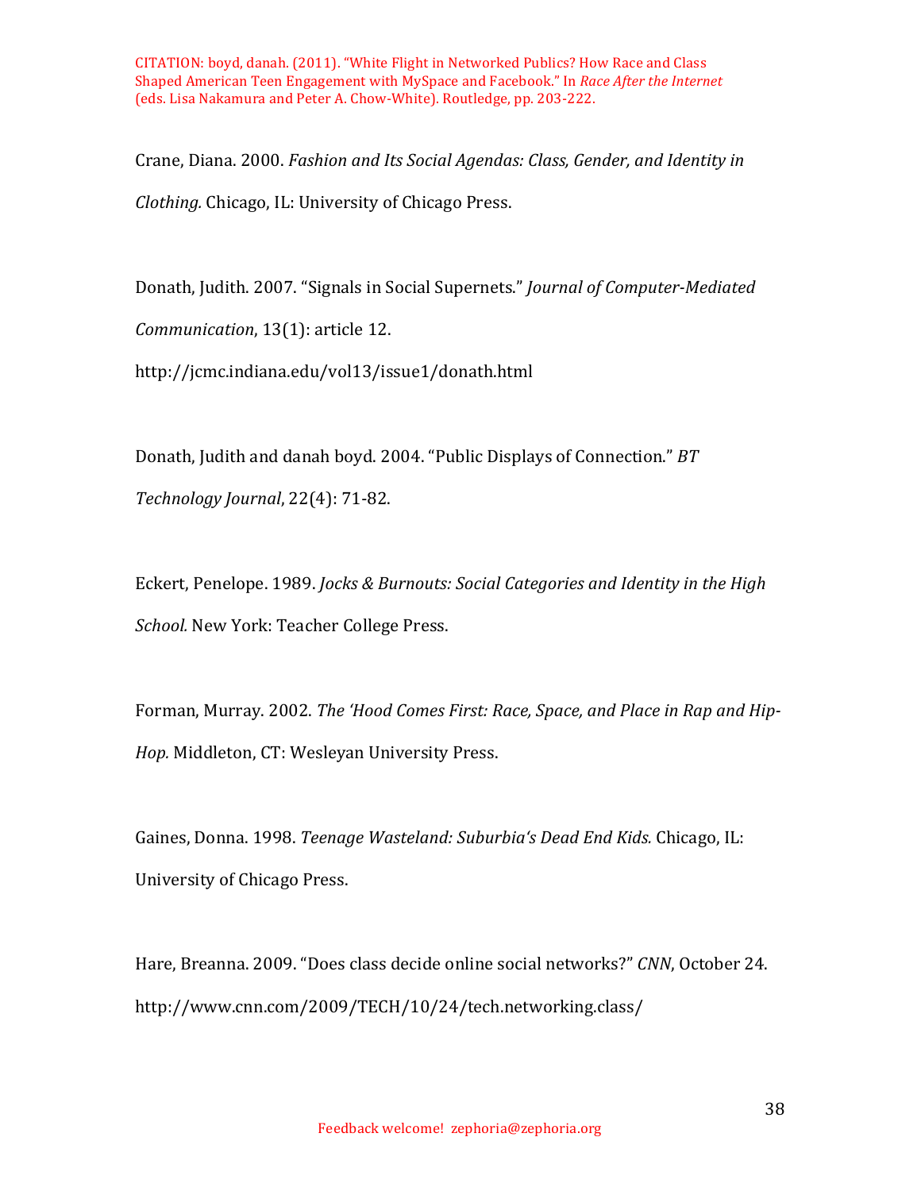Crane, Diana. 2000. *Fashion and Its Social Agendas: Class, Gender, and Identity in Clothing.* Chicago, IL: University of Chicago Press.

Donath, Judith. 2007. "Signals in Social Supernets." *Journal of Computer-Mediated Communication*, 13(1): article 12. http://jcmc.indiana.edu/vol13/issue1/donath.html

Donath, Judith and danah boyd. 2004. "Public Displays of Connection." *BT Technology Journal*, 22(4): 71-82.

Eckert, Penelope. 1989. *Jocks & Burnouts: Social Categories and Identity in the High School.* New York: Teacher College Press.

Forman, Murray. 2002. *The 'Hood Comes First: Race, Space, and Place in Rap and Hip-Hop.* Middleton, CT: Wesleyan University Press.

Gaines, Donna. 1998. *Teenage Wasteland: Suburbia's Dead End Kids.* Chicago, IL: University of Chicago Press.

Hare, Breanna. 2009. "Does class decide online social networks?" *CNN*, October 24. http://www.cnn.com/2009/TECH/10/24/tech.networking.class/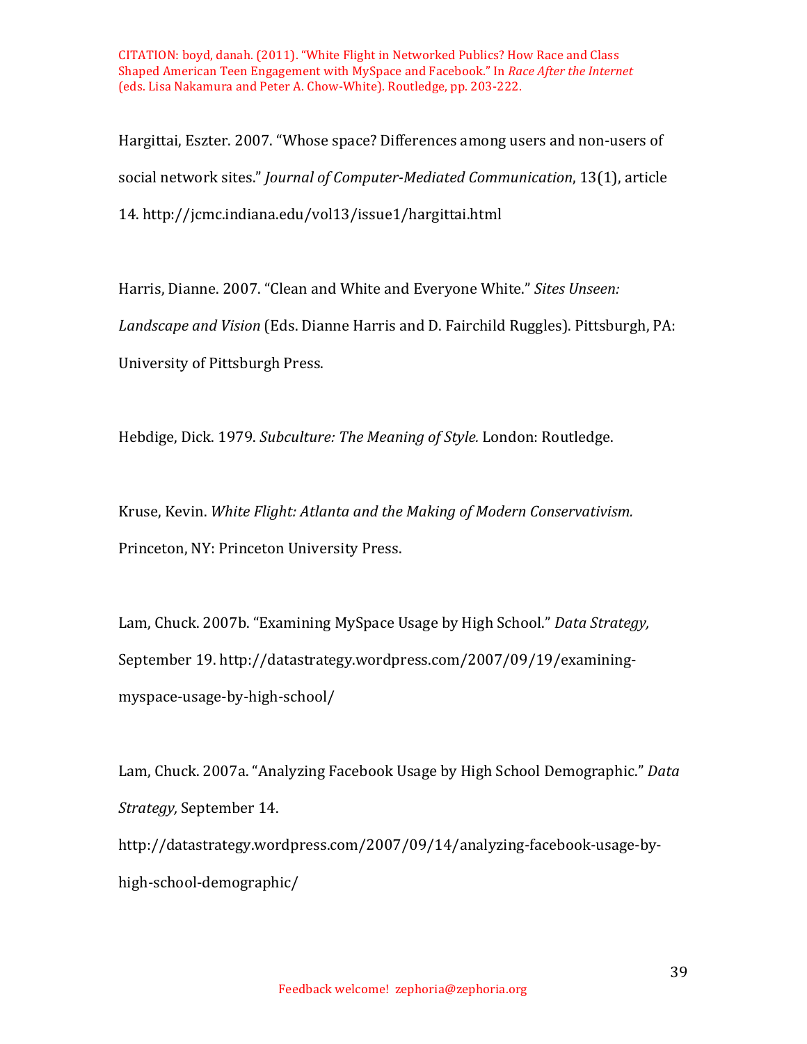Hargittai, Eszter. 2007. "Whose space? Differences among users and non-users of social network sites." *Journal of Computer-Mediated Communication*, 13(1), article 14. http://jcmc.indiana.edu/vol13/issue1/hargittai.html

Harris, Dianne. 2007. "Clean and White and Everyone White." *Sites Unseen: Landscape and Vision* (Eds. Dianne Harris and D. Fairchild Ruggles). Pittsburgh, PA: University of Pittsburgh Press.

Hebdige, Dick. 1979. *Subculture: The Meaning of Style.* London: Routledge.

Kruse, Kevin. *White Flight: Atlanta and the Making of Modern Conservativism.* Princeton, NY: Princeton University Press.

Lam, Chuck. 2007b. "Examining MySpace Usage by High School." *Data Strategy,* September 19. http://datastrategy.wordpress.com/2007/09/19/examining-myspace-usage-by-high-school/

Lam, Chuck. 2007a. "Analyzing Facebook Usage by High School Demographic." *Data Strategy,* September 14. http://datastrategy.wordpress.com/2007/09/14/analyzing-facebook-usage-by-high-school-demographic/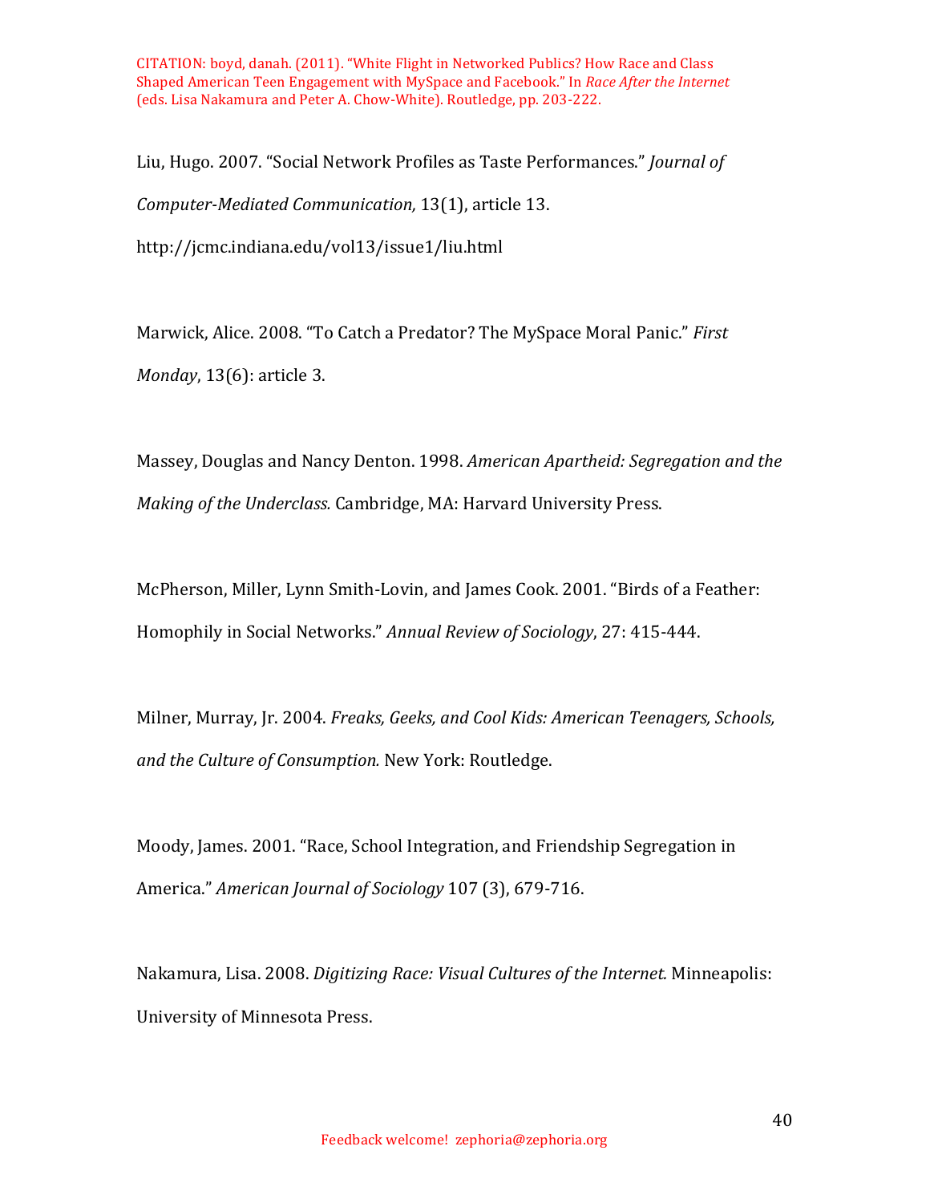Liu, Hugo. 2007. "Social Network Profiles as Taste Performances." *Journal of Computer-Mediated Communication,* 13(1), article 13. http://jcmc.indiana.edu/vol13/issue1/liu.html

Marwick, Alice. 2008. "To Catch a Predator? The MySpace Moral Panic." *First Monday*, 13(6): article 3.

Massey, Douglas and Nancy Denton. 1998. *American Apartheid: Segregation and the Making of the Underclass.* Cambridge, MA: Harvard University Press.

McPherson, Miller, Lynn Smith-Lovin, and James Cook. 2001. "Birds of a Feather: Homophily in Social Networks." *Annual Review of Sociology*, 27: 415-444.

Milner, Murray, Jr. 2004. *Freaks, Geeks, and Cool Kids: American Teenagers, Schools, and the Culture of Consumption.* New York: Routledge.

Moody, James. 2001. "Race, School Integration, and Friendship Segregation in America." *American Journal of Sociology* 107 (3), 679-716.

Nakamura, Lisa. 2008. *Digitizing Race: Visual Cultures of the Internet.* Minneapolis: University of Minnesota Press.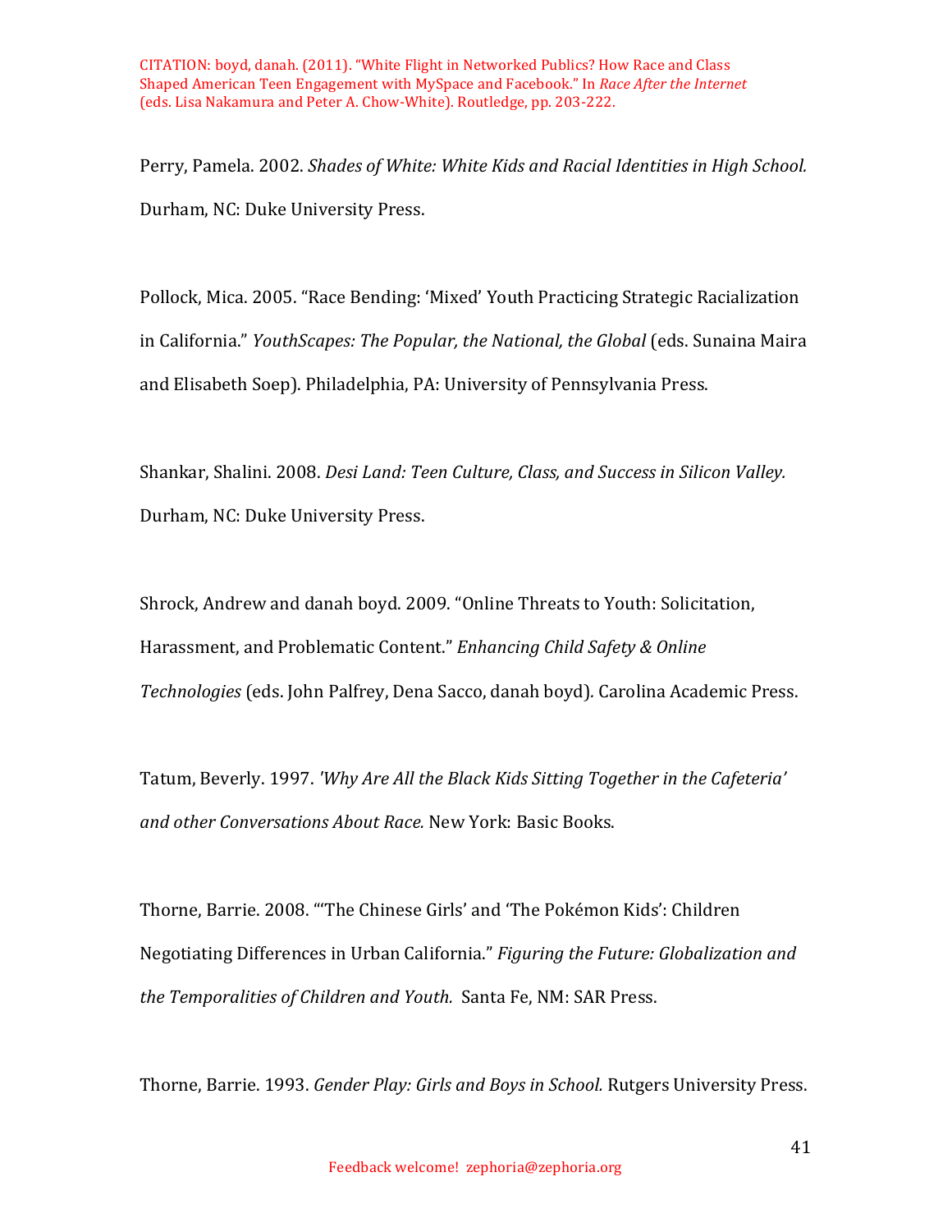Perry, Pamela. 2002. *Shades of White: White Kids and Racial Identities in High School.* Durham, NC: Duke University Press.

Pollock, Mica. 2005. "Race Bending: 'Mixed' Youth Practicing Strategic Racialization in California." *YouthScapes: The Popular, the National, the Global* (eds. Sunaina Maira and Elisabeth Soep). Philadelphia, PA: University of Pennsylvania Press.

Shankar, Shalini. 2008. *Desi Land: Teen Culture, Class, and Success in Silicon Valley.* Durham, NC: Duke University Press.

Shrock, Andrew and danah boyd. 2009. "Online Threats to Youth: Solicitation, Harassment, and Problematic Content." *Enhancing Child Safety & Online Technologies* (eds. John Palfrey, Dena Sacco, danah boyd). Carolina Academic Press.

Tatum, Beverly. 1997. *'Why Are All the Black Kids Sitting Together in the Cafeteria' and other Conversations About Race.* New York: Basic Books.

Thorne, Barrie. 2008. "'The Chinese Girls' and 'The Pokémon Kids': Children Negotiating Differences in Urban California." *Figuring the Future: Globalization and the Temporalities of Children and Youth.* Santa Fe, NM: SAR Press.

Thorne, Barrie. 1993. *Gender Play: Girls and Boys in School.* Rutgers University Press.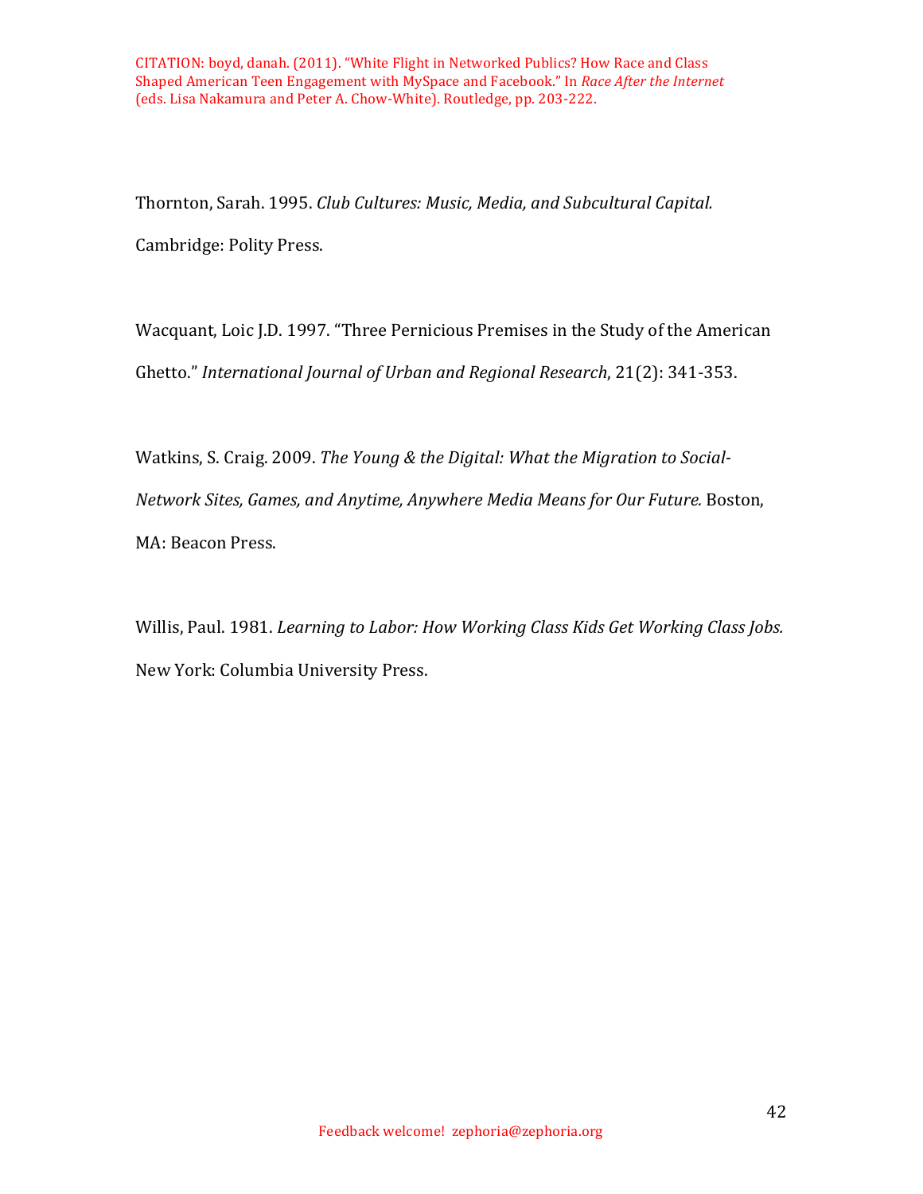Thornton, Sarah. 1995. *Club Cultures: Music, Media, and Subcultural Capital.* Cambridge: Polity Press.

Wacquant, Loic J.D. 1997. "Three Pernicious Premises in the Study of the American Ghetto." *International Journal of Urban and Regional Research*, 21(2): 341-353.

Watkins, S. Craig. 2009. *The Young & the Digital: What the Migration to Social-Network Sites, Games, and Anytime, Anywhere Media Means for Our Future.* Boston, MA: Beacon Press.

Willis, Paul. 1981. *Learning to Labor: How Working Class Kids Get Working Class Jobs.* New York: Columbia University Press.